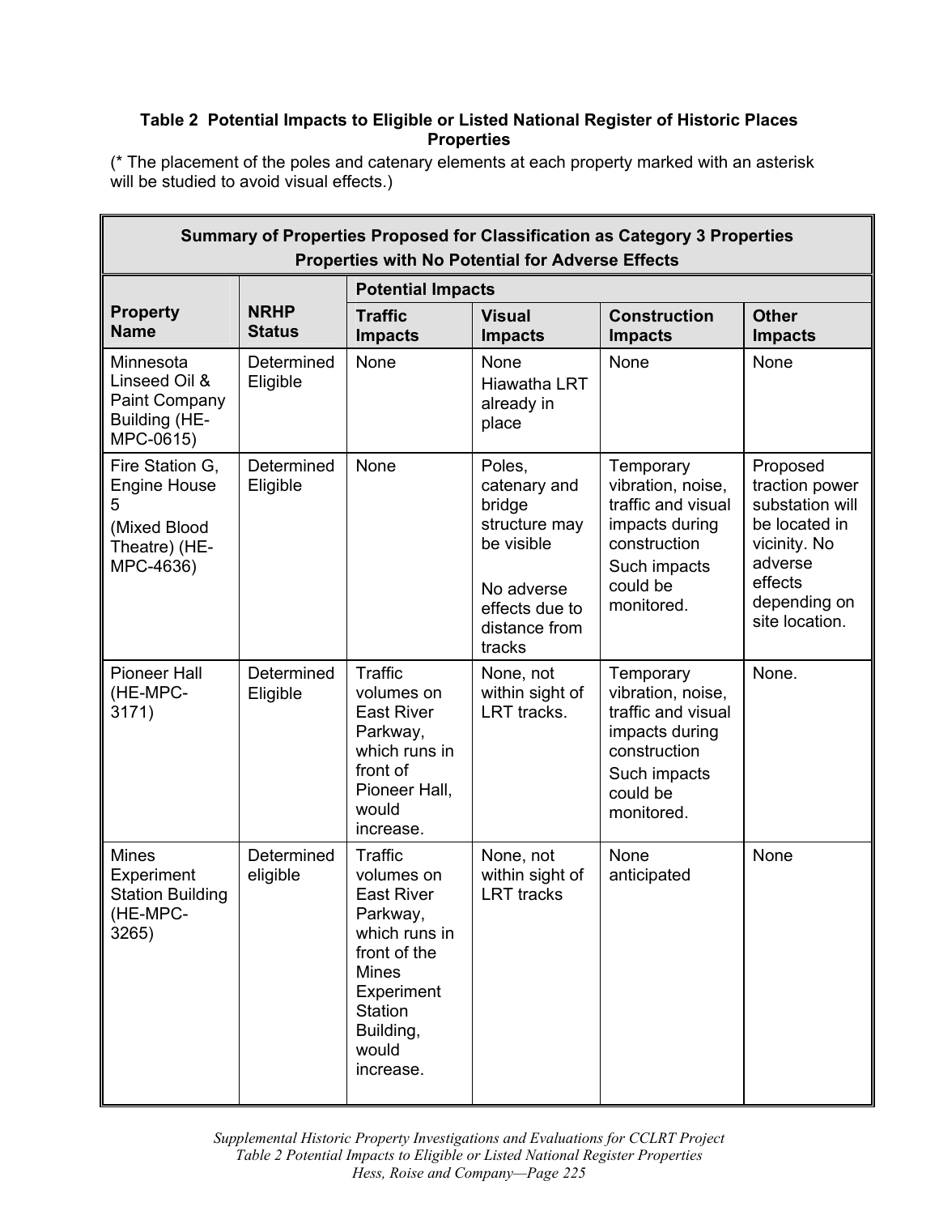**Table 2 Potential Impacts to Eligible or Listed National Register of Historic Places Properties**

(* The placement of the poles and catenary elements at each property marked with an asterisk will be studied to avoid visual effects.)

| Summary of Properties Proposed for Classification as Category 3 Properties<br>Properties with No Potential for Adverse Effects | | | | | |
|---|---|---|---|---|---|
| | | Potential Impacts | | | |
| **Property Name** | **NRHP Status** | **Traffic Impacts** | **Visual Impacts** | **Construction Impacts** | **Other Impacts** |
| Minnesota Linseed Oil & Paint Company Building (HE-MPC-0615) | Determined Eligible | None | None<br>Hiawatha LRT already in place | None | None |
| Fire Station G, Engine House 5<br>(Mixed Blood Theatre) (HE-MPC-4636) | Determined Eligible | None | Poles, catenary and bridge structure may be visible<br><br>No adverse effects due to distance from tracks | Temporary vibration, noise, traffic and visual impacts during construction<br>Such impacts could be monitored. | Proposed traction power substation will be located in vicinity. No adverse effects depending on site location. |
| Pioneer Hall (HE-MPC-3171) | Determined Eligible | Traffic volumes on East River Parkway, which runs in front of Pioneer Hall, would increase. | None, not within sight of LRT tracks. | Temporary vibration, noise, traffic and visual impacts during construction<br>Such impacts could be monitored. | None. |
| Mines Experiment Station Building (HE-MPC-3265) | Determined eligible | Traffic volumes on East River Parkway, which runs in front of the Mines Experiment Station Building, would increase. | None, not within sight of LRT tracks | None anticipated | None |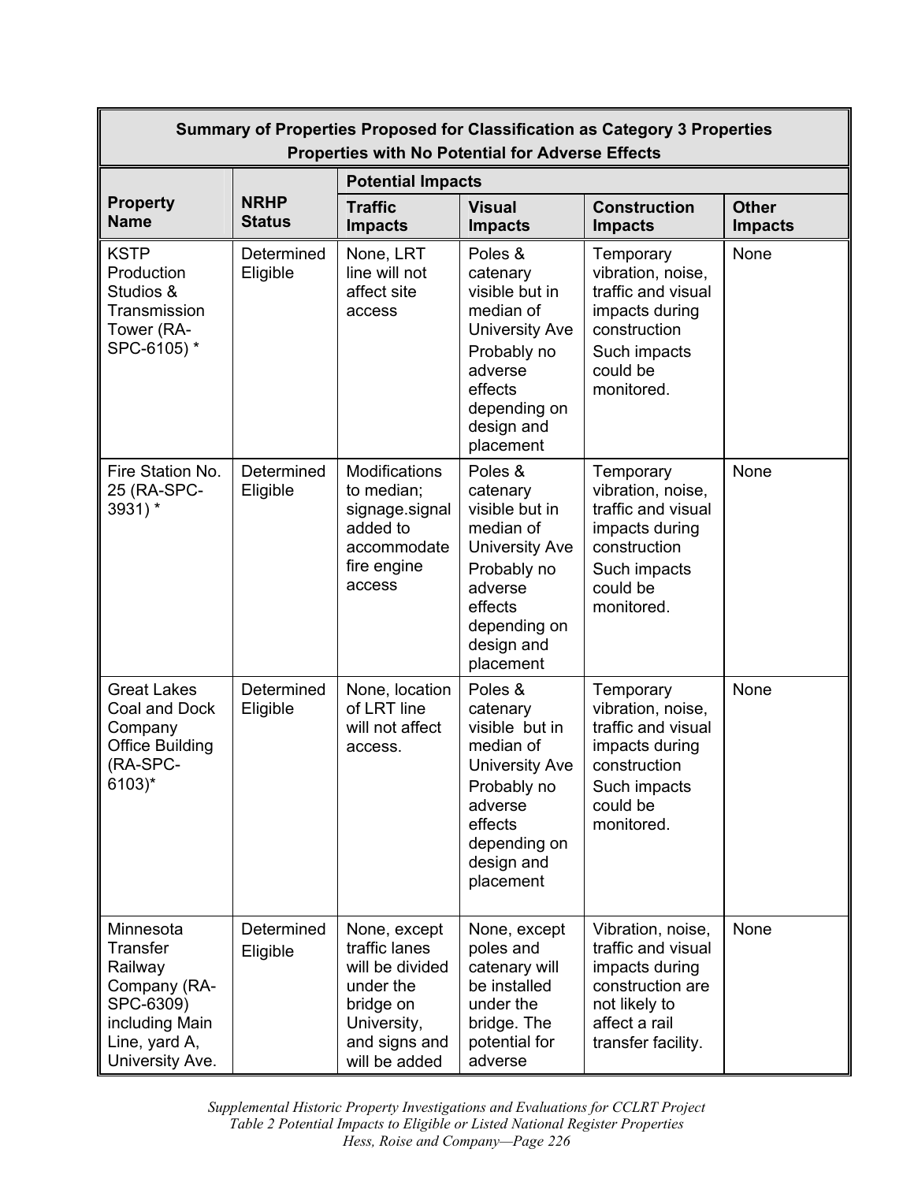| Summary of Properties Proposed for Classification as Category 3 Properties Properties with No Potential for Adverse Effects | | | | | |
|---|---|---|---|---|---|
| **Property Name** | **NRHP Status** | **Potential Impacts** | | | |
| | | **Traffic Impacts** | **Visual Impacts** | **Construction Impacts** | **Other Impacts** |
| KSTP Production Studios & Transmission Tower (RA-SPC-6105) * | Determined Eligible | None, LRT line will not affect site access | Poles & catenary visible but in median of University Ave Probably no adverse effects depending on design and placement | Temporary vibration, noise, traffic and visual impacts during construction Such impacts could be monitored. | None |
| Fire Station No. 25 (RA-SPC-3931) * | Determined Eligible | Modifications to median; signage.signal added to accommodate fire engine access | Poles & catenary visible but in median of University Ave Probably no adverse effects depending on design and placement | Temporary vibration, noise, traffic and visual impacts during construction Such impacts could be monitored. | None |
| Great Lakes Coal and Dock Company Office Building (RA-SPC-6103)* | Determined Eligible | None, location of LRT line will not affect access. | Poles & catenary visible but in median of University Ave Probably no adverse effects depending on design and placement | Temporary vibration, noise, traffic and visual impacts during construction Such impacts could be monitored. | None |
| Minnesota Transfer Railway Company (RA-SPC-6309) including Main Line, yard A, University Ave. | Determined Eligible | None, except traffic lanes will be divided under the bridge on University, and signs and will be added | None, except poles and catenary will be installed under the bridge. The potential for adverse | Vibration, noise, traffic and visual impacts during construction are not likely to affect a rail transfer facility. | None |

*Supplemental Historic Property Investigations and Evaluations for CCLRT Project*
*Table 2 Potential Impacts to Eligible or Listed National Register Properties*
*Hess, Roise and Company—Page 226*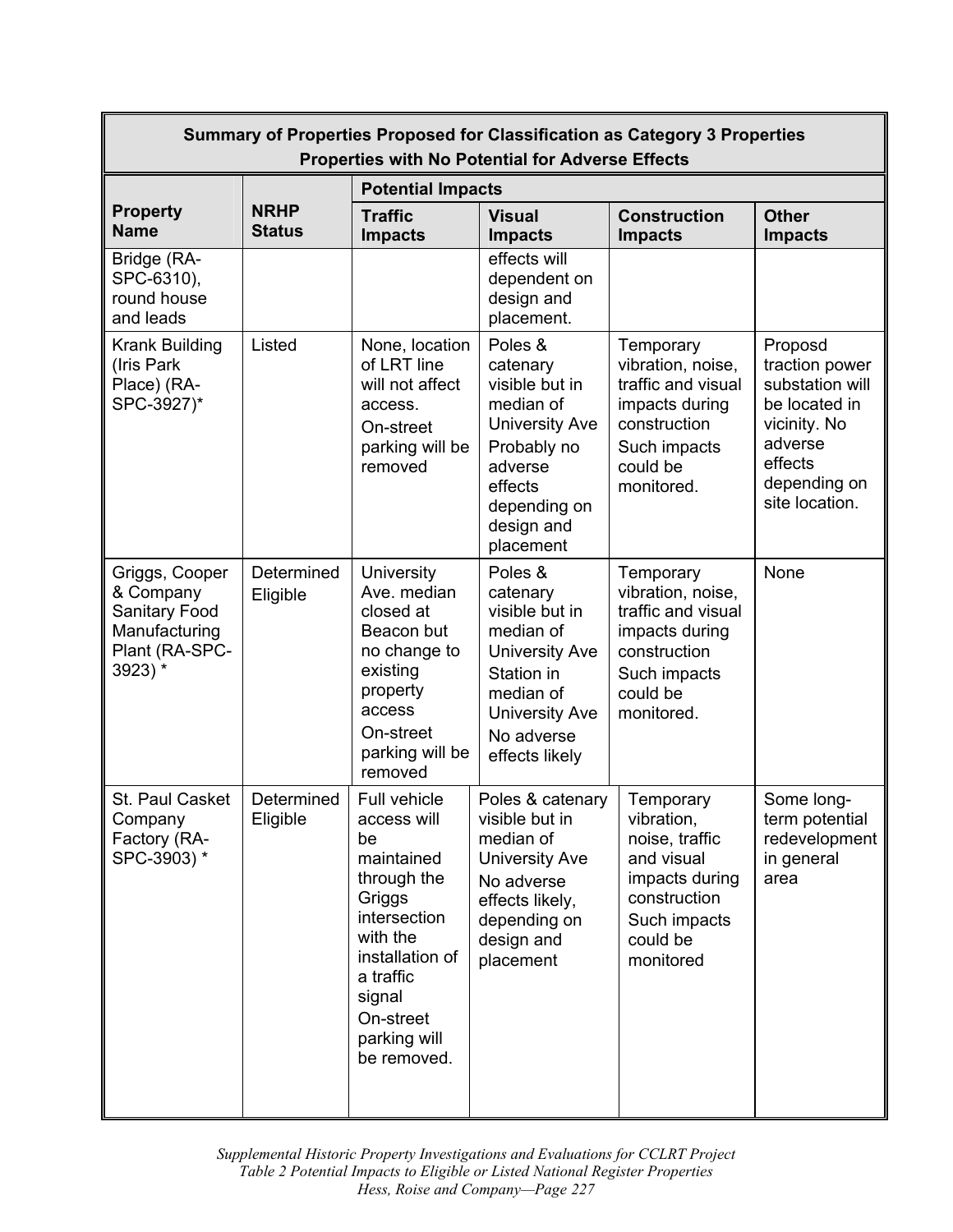| Summary of Properties Proposed for Classification as Category 3 Properties Properties with No Potential for Adverse Effects | | | | | |
|---|---|---|---|---|---|
| | | Potential Impacts | | | |
| Property Name | NRHP Status | Traffic Impacts | Visual Impacts | Construction Impacts | Other Impacts |
| Bridge (RA-SPC-6310), round house and leads | | | effects will dependent on design and placement. | | |
| Krank Building (Iris Park Place) (RA-SPC-3927)* | Listed | None, location of LRT line will not affect access. On-street parking will be removed | Poles & catenary visible but in median of University Ave Probably no adverse effects depending on design and placement | Temporary vibration, noise, traffic and visual impacts during construction Such impacts could be monitored. | Proposd traction power substation will be located in vicinity. No adverse effects depending on site location. |
| Griggs, Cooper & Company Sanitary Food Manufacturing Plant (RA-SPC-3923) * | Determined Eligible | University Ave. median closed at Beacon but no change to existing property access On-street parking will be removed | Poles & catenary visible but in median of University Ave Station in median of University Ave No adverse effects likely | Temporary vibration, noise, traffic and visual impacts during construction Such impacts could be monitored. | None |
| St. Paul Casket Company Factory (RA-SPC-3903) * | Determined Eligible | Full vehicle access will be maintained through the Griggs intersection with the installation of a traffic signal On-street parking will be removed. | Poles & catenary visible but in median of University Ave No adverse effects likely, depending on design and placement | Temporary vibration, noise, traffic and visual impacts during construction Such impacts could be monitored | Some long-term potential redevelopment in general area |

*Supplemental Historic Property Investigations and Evaluations for CCLRT Project*
*Table 2 Potential Impacts to Eligible or Listed National Register Properties*
*Hess, Roise and Company—Page 227*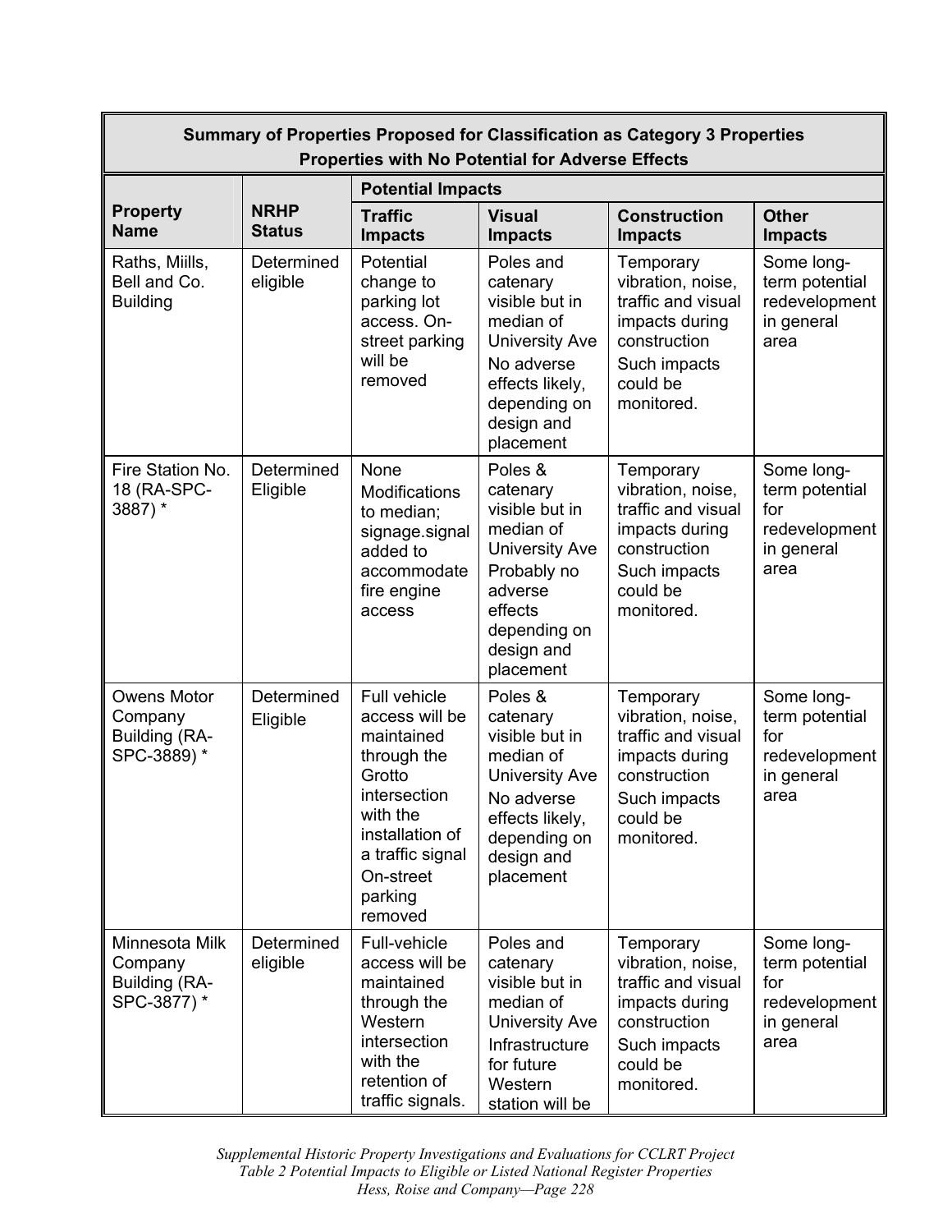| Summary of Properties Proposed for Classification as Category 3 Properties Properties with No Potential for Adverse Effects | | | | | |
|---|---|---|---|---|---|
| **Property Name** | **NRHP Status** | **Potential Impacts** | | | |
| | | **Traffic Impacts** | **Visual Impacts** | **Construction Impacts** | **Other Impacts** |
| Raths, Miills, Bell and Co. Building | Determined eligible | Potential change to parking lot access. On-street parking will be removed | Poles and catenary visible but in median of University Ave No adverse effects likely, depending on design and placement | Temporary vibration, noise, traffic and visual impacts during construction Such impacts could be monitored. | Some long-term potential redevelopment in general area |
| Fire Station No. 18 (RA-SPC-3887) * | Determined Eligible | None Modifications to median; signage.signal added to accommodate fire engine access | Poles & catenary visible but in median of University Ave Probably no adverse effects depending on design and placement | Temporary vibration, noise, traffic and visual impacts during construction Such impacts could be monitored. | Some long-term potential for redevelopment in general area |
| Owens Motor Company Building (RA-SPC-3889) * | Determined Eligible | Full vehicle access will be maintained through the Grotto intersection with the installation of a traffic signal On-street parking removed | Poles & catenary visible but in median of University Ave No adverse effects likely, depending on design and placement | Temporary vibration, noise, traffic and visual impacts during construction Such impacts could be monitored. | Some long-term potential for redevelopment in general area |
| Minnesota Milk Company Building (RA-SPC-3877) * | Determined eligible | Full-vehicle access will be maintained through the Western intersection with the retention of traffic signals. | Poles and catenary visible but in median of University Ave Infrastructure for future Western station will be | Temporary vibration, noise, traffic and visual impacts during construction Such impacts could be monitored. | Some long-term potential for redevelopment in general area |

*Supplemental Historic Property Investigations and Evaluations for CCLRT Project*
*Table 2 Potential Impacts to Eligible or Listed National Register Properties*
*Hess, Roise and Company—Page 228*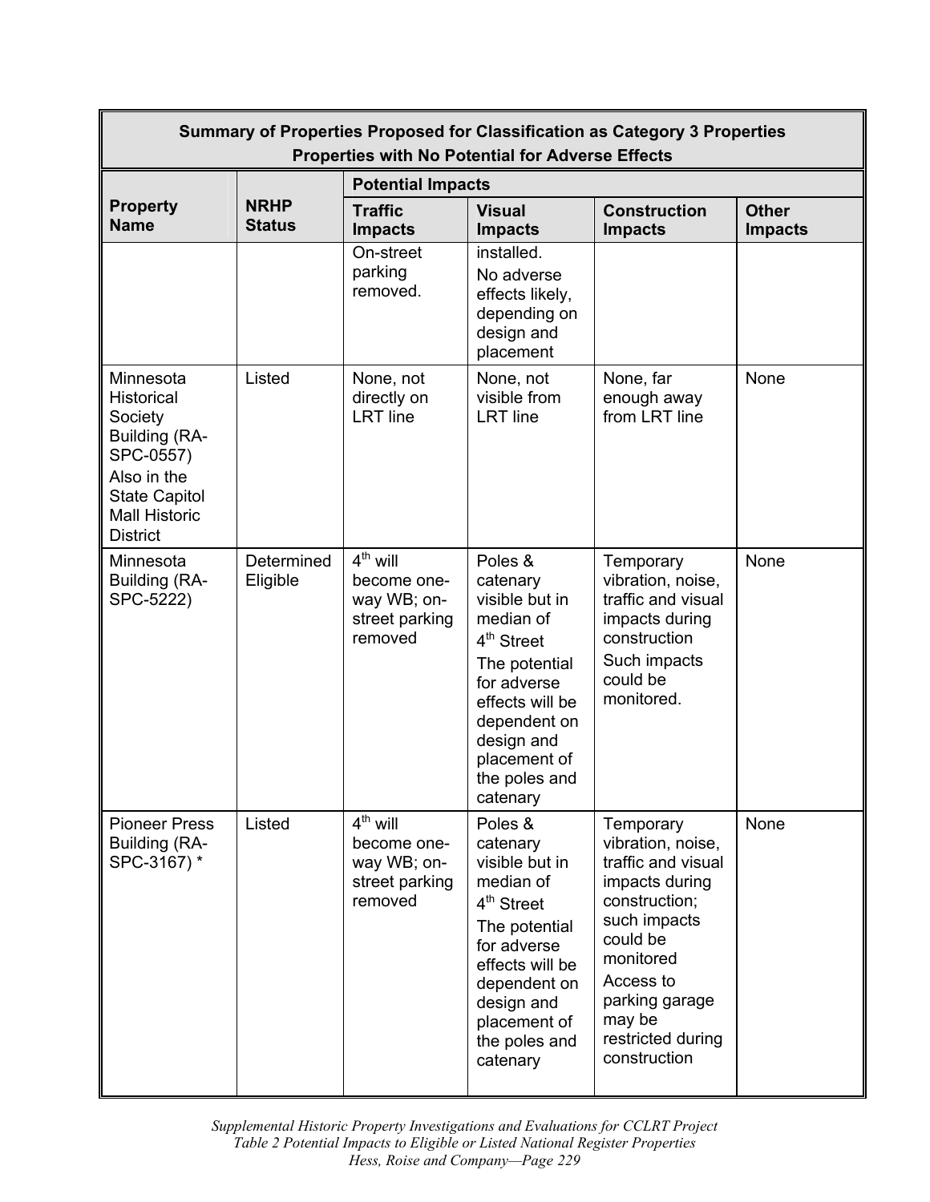| Summary of Properties Proposed for Classification as Category 3 Properties<br>Properties with No Potential for Adverse Effects | | | | | |
|---|---|---|---|---|---|
| | | Potential Impacts | | | |
| **Property Name** | **NRHP Status** | **Traffic Impacts** | **Visual Impacts** | **Construction Impacts** | **Other Impacts** |
| | | On-street parking removed. | installed.<br>No adverse effects likely, depending on design and placement | | |
| Minnesota Historical Society Building (RA-SPC-0557)<br>Also in the State Capitol Mall Historic District | Listed | None, not directly on LRT line | None, not visible from LRT line | None, far enough away from LRT line | None |
| Minnesota Building (RA-SPC-5222) | Determined Eligible | 4th will become one-way WB; on-street parking removed | Poles & catenary visible but in median of 4th Street<br>The potential for adverse effects will be dependent on design and placement of the poles and catenary | Temporary vibration, noise, traffic and visual impacts during construction<br>Such impacts could be monitored. | None |
| Pioneer Press Building (RA-SPC-3167) * | Listed | 4th will become one-way WB; on-street parking removed | Poles & catenary visible but in median of 4th Street<br>The potential for adverse effects will be dependent on design and placement of the poles and catenary | Temporary vibration, noise, traffic and visual impacts during construction; such impacts could be monitored<br>Access to parking garage may be restricted during construction | None |

*Supplemental Historic Property Investigations and Evaluations for CCLRT Project*
*Table 2 Potential Impacts to Eligible or Listed National Register Properties*
*Hess, Roise and Company—Page 229*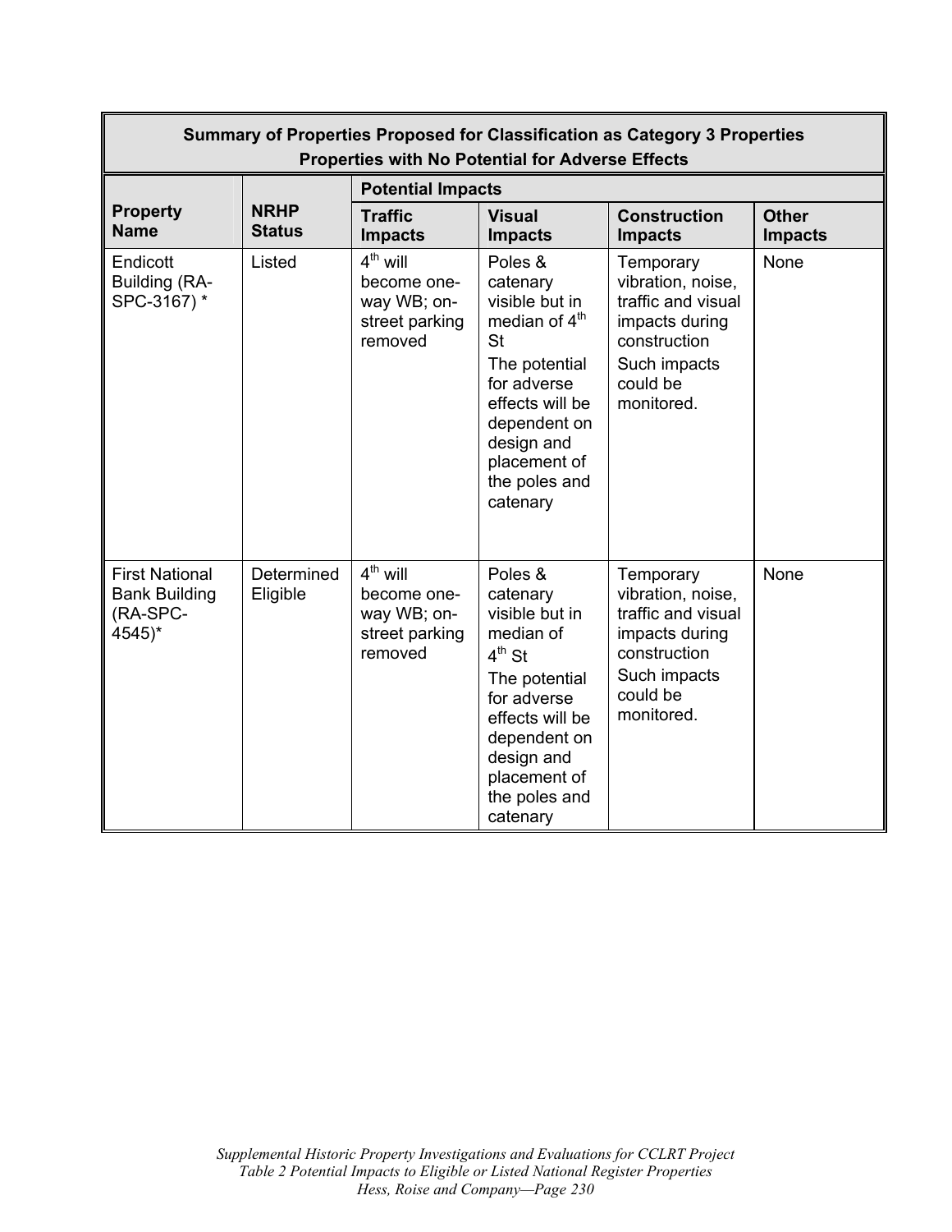| Summary of Properties Proposed for Classification as Category 3 Properties<br>Properties with No Potential for Adverse Effects | | | | | |
|---|---|---|---|---|---|
| | | Potential Impacts | | | |
| **Property Name** | **NRHP Status** | **Traffic Impacts** | **Visual Impacts** | **Construction Impacts** | **Other Impacts** |
| Endicott Building (RA-SPC-3167) * | Listed | 4th will become one-way WB; on-street parking removed | Poles & catenary visible but in median of 4th St<br>The potential for adverse effects will be dependent on design and placement of the poles and catenary | Temporary vibration, noise, traffic and visual impacts during construction<br>Such impacts could be monitored. | None |
| First National Bank Building (RA-SPC-4545)* | Determined Eligible | 4th will become one-way WB; on-street parking removed | Poles & catenary visible but in median of 4th St<br>The potential for adverse effects will be dependent on design and placement of the poles and catenary | Temporary vibration, noise, traffic and visual impacts during construction<br>Such impacts could be monitored. | None |

*Supplemental Historic Property Investigations and Evaluations for CCLRT Project*
*Table 2 Potential Impacts to Eligible or Listed National Register Properties*
*Hess, Roise and Company—Page 230*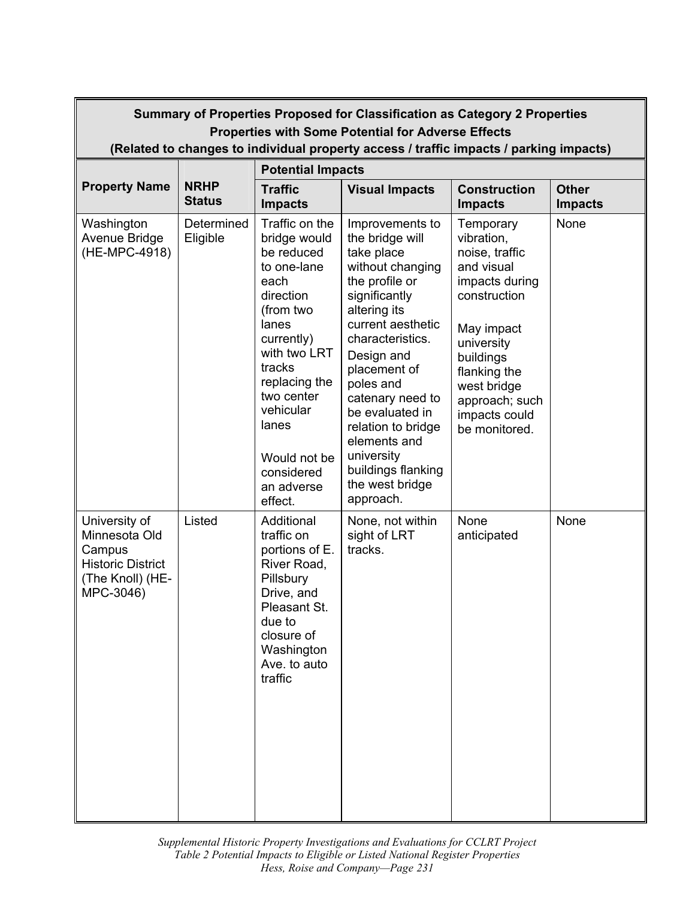| **Summary of Properties Proposed for Classification as Category 2 Properties<br>Properties with Some Potential for Adverse Effects<br>(Related to changes to individual property access / traffic impacts / parking impacts)** | | | | | |
|---|---|---|---|---|---|
| **Property Name** | **NRHP Status** | **Potential Impacts** | | | |
| | | **Traffic Impacts** | **Visual Impacts** | **Construction Impacts** | **Other Impacts** |
| Washington Avenue Bridge (HE-MPC-4918) | Determined Eligible | Traffic on the bridge would be reduced to one-lane each direction (from two lanes currently) with two LRT tracks replacing the two center vehicular lanes<br><br>Would not be considered an adverse effect. | Improvements to the bridge will take place without changing the profile or significantly altering its current aesthetic characteristics. Design and placement of poles and catenary need to be evaluated in relation to bridge elements and university buildings flanking the west bridge approach. | Temporary vibration, noise, traffic and visual impacts during construction<br><br>May impact university buildings flanking the west bridge approach; such impacts could be monitored. | None |
| University of Minnesota Old Campus Historic District (The Knoll) (HE-MPC-3046) | Listed | Additional traffic on portions of E. River Road, Pillsbury Drive, and Pleasant St. due to closure of Washington Ave. to auto traffic | None, not within sight of LRT tracks. | None anticipated | None |

*Supplemental Historic Property Investigations and Evaluations for CCLRT Project*
*Table 2 Potential Impacts to Eligible or Listed National Register Properties*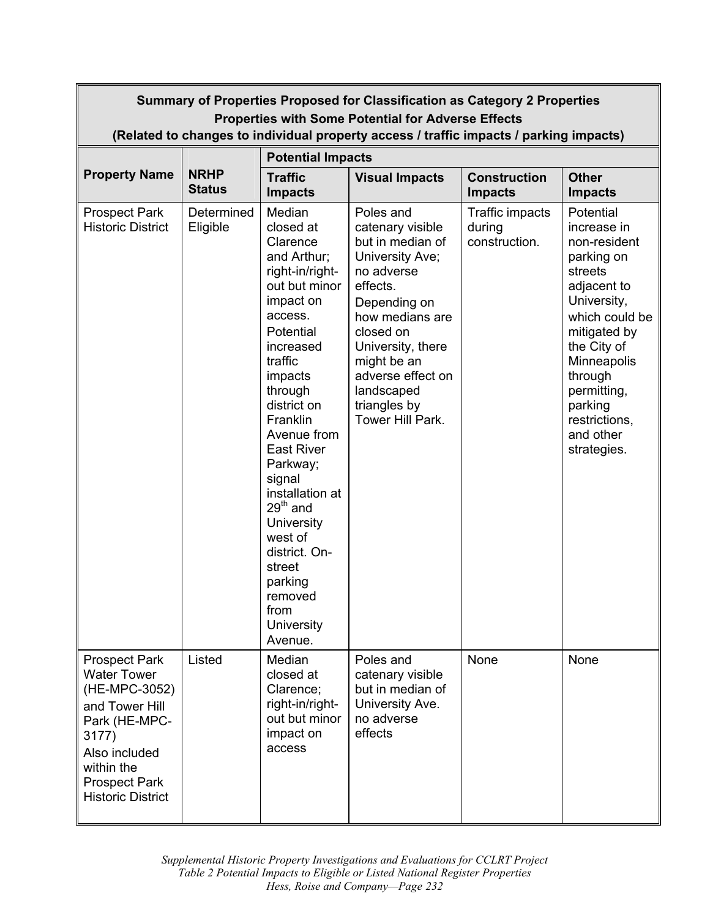**Summary of Properties Proposed for Classification as Category 2 Properties**
**Properties with Some Potential for Adverse Effects**
**(Related to changes to individual property access / traffic impacts / parking impacts)**

| Property Name | NRHP Status | Potential Impacts | | | |
|---|---|---|---|---|---|
| | | **Traffic Impacts** | **Visual Impacts** | **Construction Impacts** | **Other Impacts** |
| Prospect Park Historic District | Determined Eligible | Median closed at Clarence and Arthur; right-in/right-out but minor impact on access. Potential increased traffic impacts through district on Franklin Avenue from East River Parkway; signal installation at 29th and University west of district. On-street parking removed from University Avenue. | Poles and catenary visible but in median of University Ave; no adverse effects. Depending on how medians are closed on University, there might be an adverse effect on landscaped triangles by Tower Hill Park. | Traffic impacts during construction. | Potential increase in non-resident parking on streets adjacent to University, which could be mitigated by the City of Minneapolis through permitting, parking restrictions, and other strategies. |
| Prospect Park Water Tower (HE-MPC-3052) and Tower Hill Park (HE-MPC-3177) Also included within the Prospect Park Historic District | Listed | Median closed at Clarence; right-in/right-out but minor impact on access | Poles and catenary visible but in median of University Ave. no adverse effects | None | None |

*Supplemental Historic Property Investigations and Evaluations for CCLRT Project*
*Table 2 Potential Impacts to Eligible or Listed National Register Properties*
*Hess, Roise and Company—Page 232*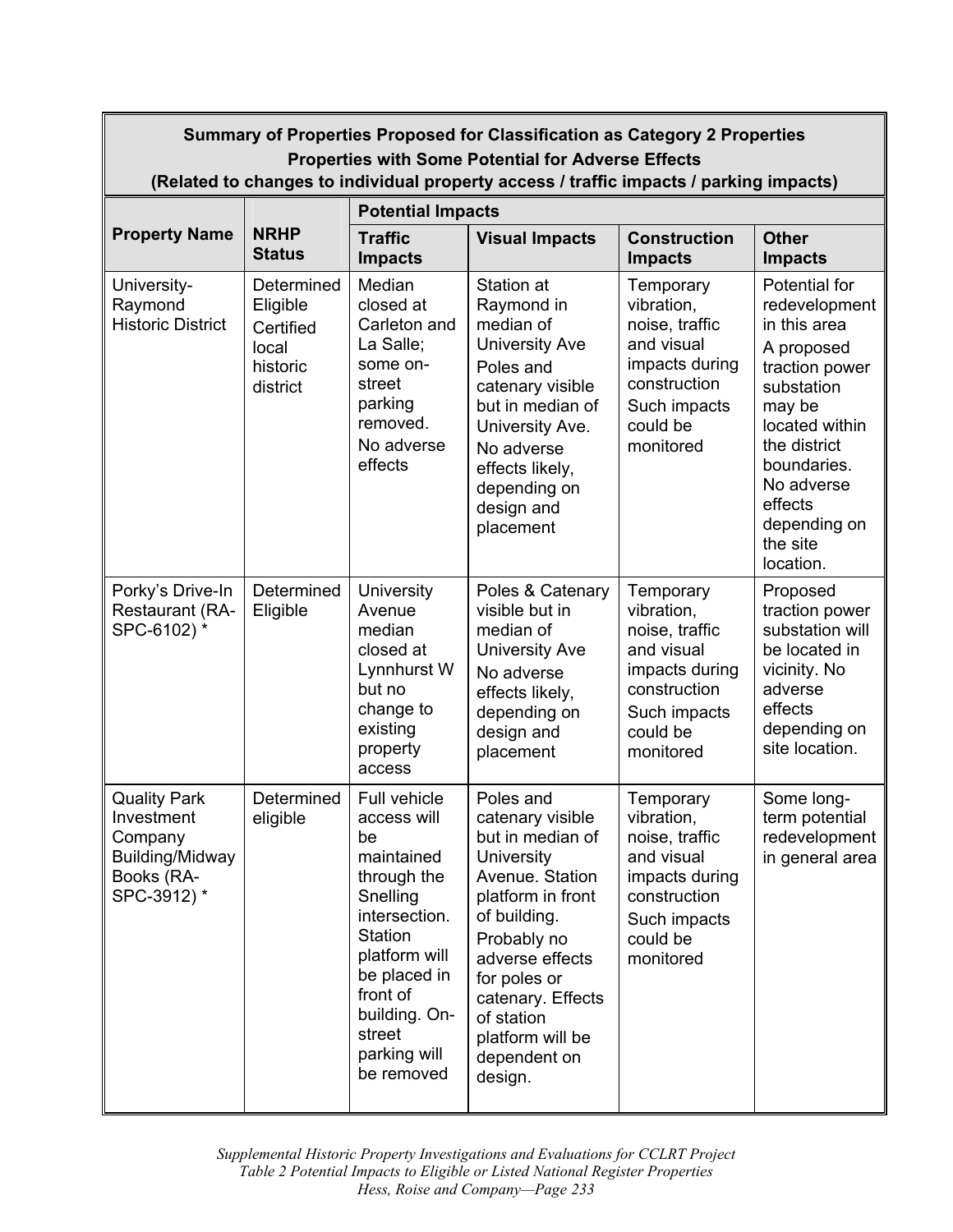| Summary of Properties Proposed for Classification as Category 2 Properties<br>Properties with Some Potential for Adverse Effects<br>(Related to changes to individual property access / traffic impacts / parking impacts) | | | | | |
|---|---|---|---|---|---|
| **Property Name** | **NRHP Status** | **Potential Impacts** | | | |
| | | **Traffic Impacts** | **Visual Impacts** | **Construction Impacts** | **Other Impacts** |
| University-Raymond Historic District | Determined Eligible Certified local historic district | Median closed at Carleton and La Salle; some on-street parking removed. No adverse effects | Station at Raymond in median of University Ave Poles and catenary visible but in median of University Ave. No adverse effects likely, depending on design and placement | Temporary vibration, noise, traffic and visual impacts during construction Such impacts could be monitored | Potential for redevelopment in this area A proposed traction power substation may be located within the district boundaries. No adverse effects depending on the site location. |
| Porky's Drive-In Restaurant (RA-SPC-6102) * | Determined Eligible | University Avenue median closed at Lynnhurst W but no change to existing property access | Poles & Catenary visible but in median of University Ave No adverse effects likely, depending on design and placement | Temporary vibration, noise, traffic and visual impacts during construction Such impacts could be monitored | Proposed traction power substation will be located in vicinity. No adverse effects depending on site location. |
| Quality Park Investment Company Building/Midway Books (RA-SPC-3912) * | Determined eligible | Full vehicle access will be maintained through the Snelling intersection. Station platform will be placed in front of building. On-street parking will be removed | Poles and catenary visible but in median of University Avenue. Station platform in front of building. Probably no adverse effects for poles or catenary. Effects of station platform will be dependent on design. | Temporary vibration, noise, traffic and visual impacts during construction Such impacts could be monitored | Some long-term potential redevelopment in general area |

*Supplemental Historic Property Investigations and Evaluations for CCLRT Project*
*Table 2 Potential Impacts to Eligible or Listed National Register Properties*
*Hess, Roise and Company—Page 233*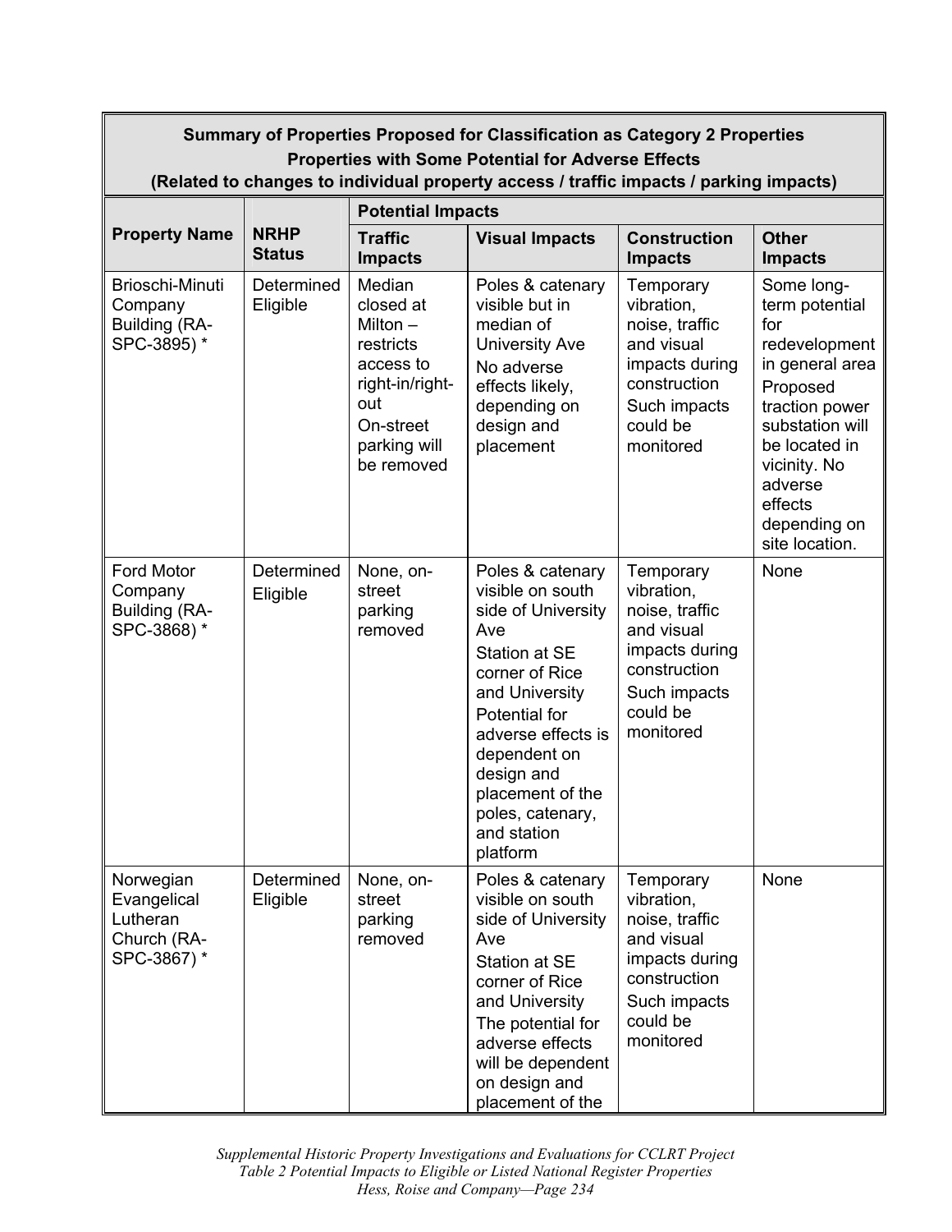| Summary of Properties Proposed for Classification as Category 2 Properties<br>Properties with Some Potential for Adverse Effects<br>(Related to changes to individual property access / traffic impacts / parking impacts) | | | | | |
|---|---|---|---|---|---|
| **Property Name** | **NRHP Status** | **Potential Impacts** | | | |
| | | **Traffic Impacts** | **Visual Impacts** | **Construction Impacts** | **Other Impacts** |
| Brioschi-Minuti Company Building (RA-SPC-3895) * | Determined Eligible | Median closed at Milton – restricts access to right-in/right-out<br>On-street parking will be removed | Poles & catenary visible but in median of University Ave<br>No adverse effects likely, depending on design and placement | Temporary vibration, noise, traffic and visual impacts during construction<br>Such impacts could be monitored | Some long-term potential for redevelopment in general area<br>Proposed traction power substation will be located in vicinity. No adverse effects depending on site location. |
| Ford Motor Company Building (RA-SPC-3868) * | Determined Eligible | None, on-street parking removed | Poles & catenary visible on south side of University Ave<br>Station at SE corner of Rice and University<br>Potential for adverse effects is dependent on design and placement of the poles, catenary, and station platform | Temporary vibration, noise, traffic and visual impacts during construction<br>Such impacts could be monitored | None |
| Norwegian Evangelical Lutheran Church (RA-SPC-3867) * | Determined Eligible | None, on-street parking removed | Poles & catenary visible on south side of University Ave<br>Station at SE corner of Rice and University<br>The potential for adverse effects will be dependent on design and placement of the | Temporary vibration, noise, traffic and visual impacts during construction<br>Such impacts could be monitored | None |

*Supplemental Historic Property Investigations and Evaluations for CCLRT Project*
*Table 2 Potential Impacts to Eligible or Listed National Register Properties*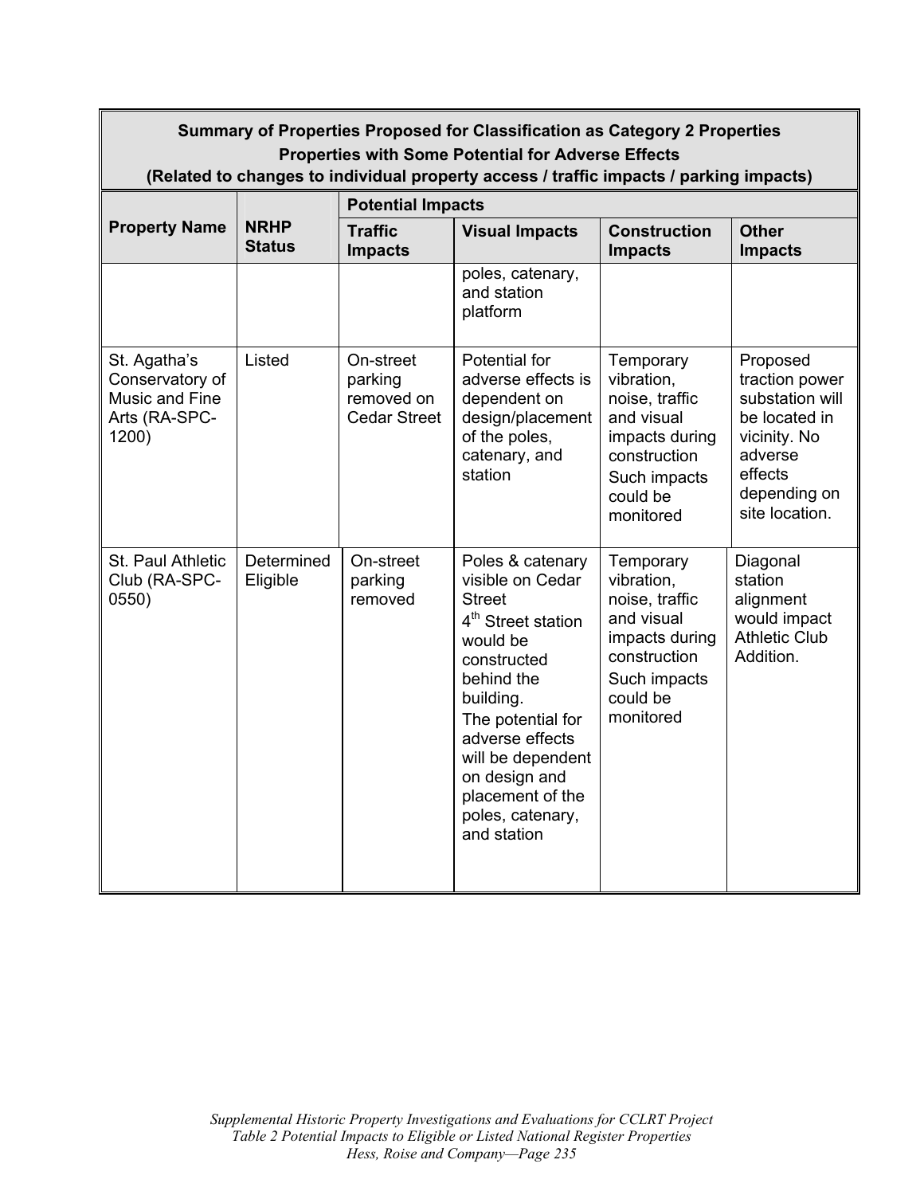| Summary of Properties Proposed for Classification as Category 2 Properties<br>Properties with Some Potential for Adverse Effects<br>(Related to changes to individual property access / traffic impacts / parking impacts) | | | | | |
|---|---|---|---|---|---|
| **Property Name** | **NRHP Status** | **Potential Impacts** | | | |
| | | **Traffic Impacts** | **Visual Impacts** | **Construction Impacts** | **Other Impacts** |
| | | | poles, catenary, and station platform | | |
| St. Agatha's Conservatory of Music and Fine Arts (RA-SPC-1200) | Listed | On-street parking removed on Cedar Street | Potential for adverse effects is dependent on design/placement of the poles, catenary, and station | Temporary vibration, noise, traffic and visual impacts during construction Such impacts could be monitored | Proposed traction power substation will be located in vicinity. No adverse effects depending on site location. |
| St. Paul Athletic Club (RA-SPC-0550) | Determined Eligible | On-street parking removed | Poles & catenary visible on Cedar Street<br>4th Street station would be constructed behind the building.<br>The potential for adverse effects will be dependent on design and placement of the poles, catenary, and station | Temporary vibration, noise, traffic and visual impacts during construction Such impacts could be monitored | Diagonal station alignment would impact Athletic Club Addition. |

*Supplemental Historic Property Investigations and Evaluations for CCLRT Project*
*Table 2 Potential Impacts to Eligible or Listed National Register Properties*
*Hess, Roise and Company—Page 235*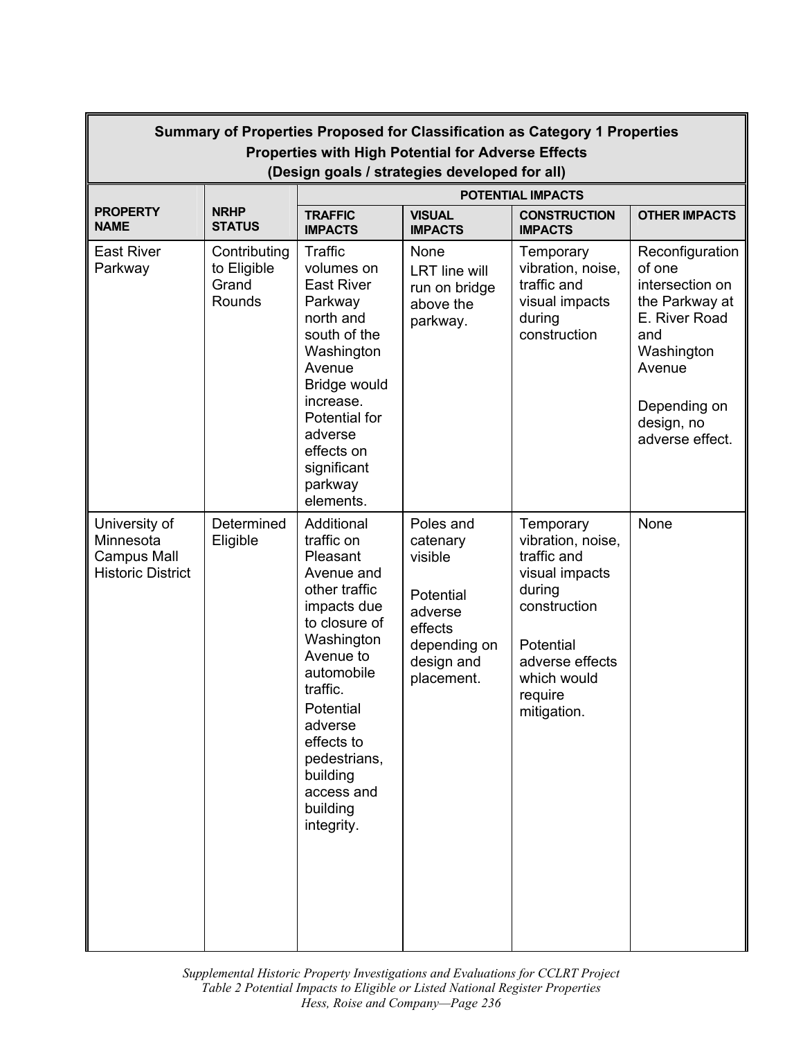| Summary of Properties Proposed for Classification as Category 1 Properties<br>Properties with High Potential for Adverse Effects<br>(Design goals / strategies developed for all) | | | | | |
|---|---|---|---|---|---|
| | | **POTENTIAL IMPACTS** | | | |
| **PROPERTY NAME** | **NRHP STATUS** | **TRAFFIC IMPACTS** | **VISUAL IMPACTS** | **CONSTRUCTION IMPACTS** | **OTHER IMPACTS** |
| East River Parkway | Contributing to Eligible Grand Rounds | Traffic volumes on East River Parkway north and south of the Washington Avenue Bridge would increase. Potential for adverse effects on significant parkway elements. | None<br>LRT line will run on bridge above the parkway. | Temporary vibration, noise, traffic and visual impacts during construction | Reconfiguration of one intersection on the Parkway at E. River Road and Washington Avenue<br><br>Depending on design, no adverse effect. |
| University of Minnesota Campus Mall Historic District | Determined Eligible | Additional traffic on Pleasant Avenue and other traffic impacts due to closure of Washington Avenue to automobile traffic.<br>Potential adverse effects to pedestrians, building access and building integrity. | Poles and catenary visible<br><br>Potential adverse effects depending on design and placement. | Temporary vibration, noise, traffic and visual impacts during construction<br><br>Potential adverse effects which would require mitigation. | None |

*Supplemental Historic Property Investigations and Evaluations for CCLRT Project*
*Table 2 Potential Impacts to Eligible or Listed National Register Properties*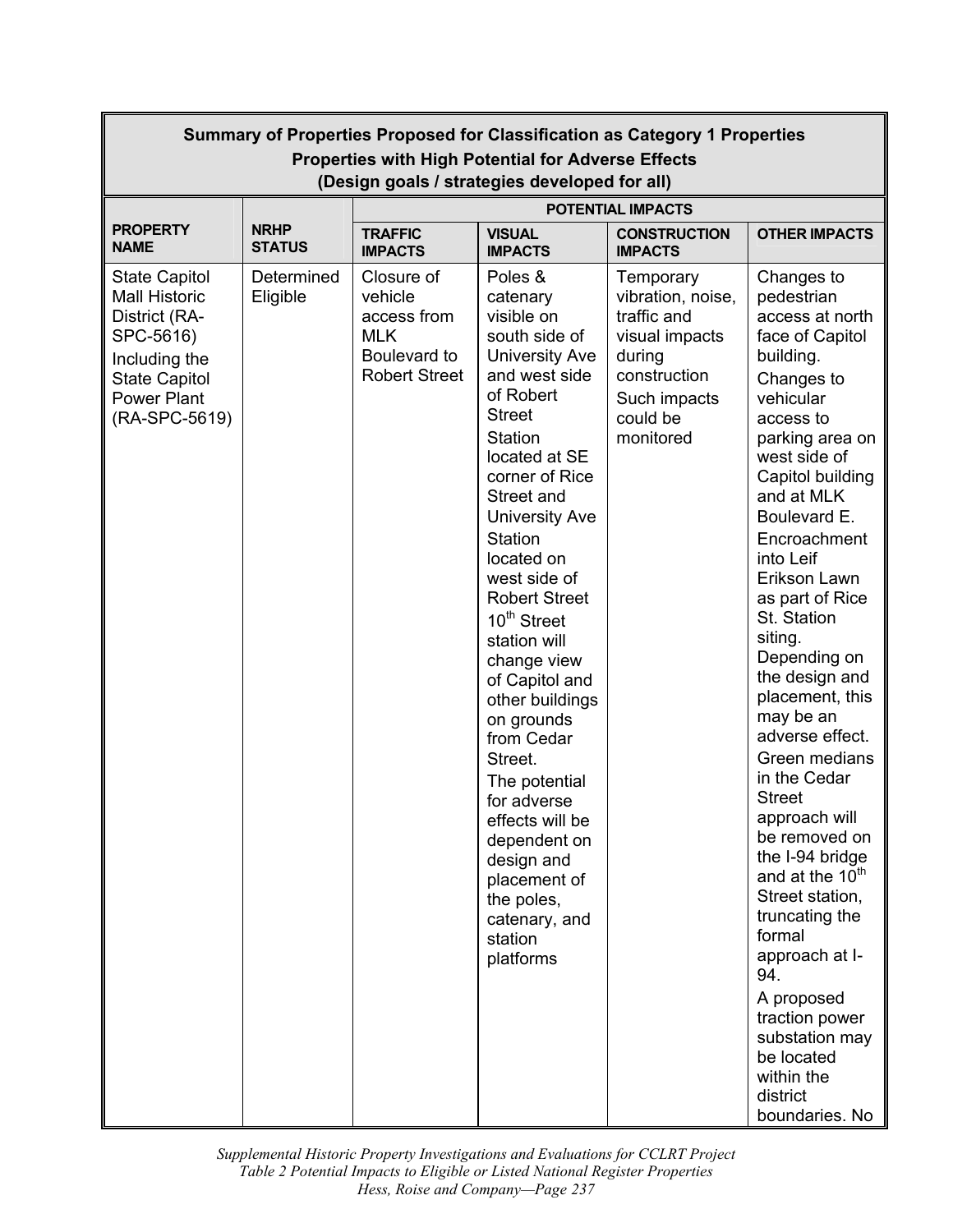| Summary of Properties Proposed for Classification as Category 1 Properties<br>Properties with High Potential for Adverse Effects<br>(Design goals / strategies developed for all) | | | | | |
|---|---|---|---|---|---|
| | | POTENTIAL IMPACTS | | | |
| **PROPERTY NAME** | **NRHP STATUS** | **TRAFFIC IMPACTS** | **VISUAL IMPACTS** | **CONSTRUCTION IMPACTS** | **OTHER IMPACTS** |
| State Capitol Mall Historic District (RA-SPC-5616) Including the State Capitol Power Plant (RA-SPC-5619) | Determined Eligible | Closure of vehicle access from MLK Boulevard to Robert Street | Poles & catenary visible on south side of University Ave and west side of Robert Street<br>Station located at SE corner of Rice Street and University Ave<br>Station located on west side of Robert Street<br>10th Street station will change view of Capitol and other buildings on grounds from Cedar Street.<br>The potential for adverse effects will be dependent on design and placement of the poles, catenary, and station platforms | Temporary vibration, noise, traffic and visual impacts during construction<br>Such impacts could be monitored | Changes to pedestrian access at north face of Capitol building.<br>Changes to vehicular access to parking area on west side of Capitol building and at MLK Boulevard E.<br>Encroachment into Leif Erikson Lawn as part of Rice St. Station siting. Depending on the design and placement, this may be an adverse effect.<br>Green medians in the Cedar Street approach will be removed on the I-94 bridge and at the 10th Street station, truncating the formal approach at I-94.<br>A proposed traction power substation may be located within the district boundaries. No |

*Supplemental Historic Property Investigations and Evaluations for CCLRT Project*
*Table 2 Potential Impacts to Eligible or Listed National Register Properties*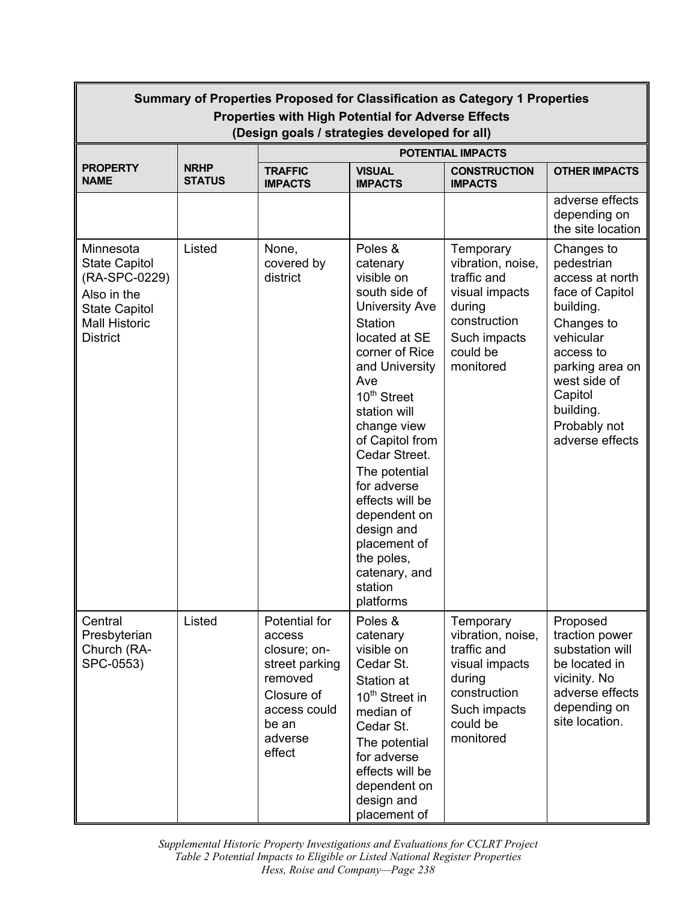| Summary of Properties Proposed for Classification as Category 1 Properties<br>Properties with High Potential for Adverse Effects<br>(Design goals / strategies developed for all) | | | | | |
|---|---|---|---|---|---|
| **PROPERTY NAME** | **NRHP STATUS** | **POTENTIAL IMPACTS** | | | |
| | | **TRAFFIC IMPACTS** | **VISUAL IMPACTS** | **CONSTRUCTION IMPACTS** | **OTHER IMPACTS** |
| | | | | | adverse effects depending on the site location |
| Minnesota State Capitol (RA-SPC-0229)<br>Also in the State Capitol Mall Historic District | Listed | None, covered by district | Poles & catenary visible on south side of University Ave Station located at SE corner of Rice and University Ave<br>10th Street station will change view of Capitol from Cedar Street.<br>The potential for adverse effects will be dependent on design and placement of the poles, catenary, and station platforms | Temporary vibration, noise, traffic and visual impacts during construction<br>Such impacts could be monitored | Changes to pedestrian access at north face of Capitol building.<br>Changes to vehicular access to parking area on west side of Capitol building.<br>Probably not adverse effects |
| Central Presbyterian Church (RA-SPC-0553) | Listed | Potential for access closure; on-street parking removed<br>Closure of access could be an adverse effect | Poles & catenary visible on Cedar St.<br>Station at 10th Street in median of Cedar St.<br>The potential for adverse effects will be dependent on design and placement of | Temporary vibration, noise, traffic and visual impacts during construction<br>Such impacts could be monitored | Proposed traction power substation will be located in vicinity. No adverse effects depending on site location. |

*Supplemental Historic Property Investigations and Evaluations for CCLRT Project*
*Table 2 Potential Impacts to Eligible or Listed National Register Properties*
*Hess, Roise and Company—Page 238*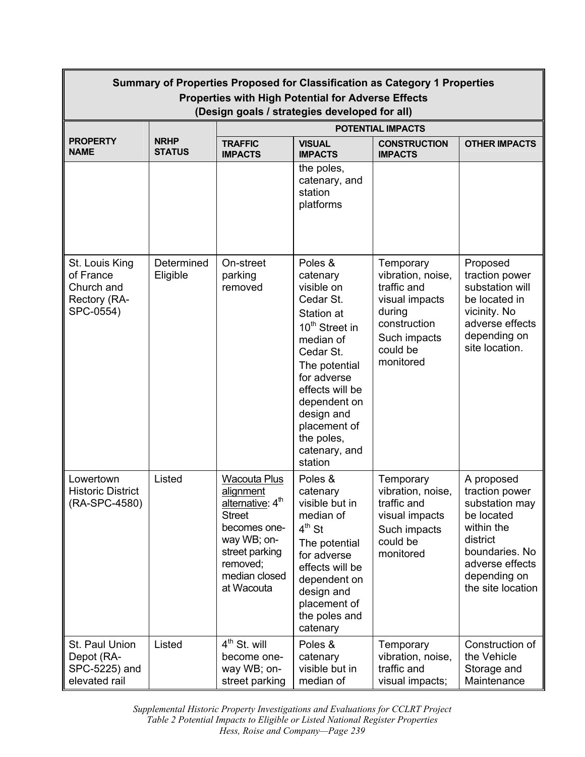| Summary of Properties Proposed for Classification as Category 1 Properties<br>Properties with High Potential for Adverse Effects<br>(Design goals / strategies developed for all) | | | | | |
|---|---|---|---|---|---|
| **PROPERTY NAME** | **NRHP STATUS** | **POTENTIAL IMPACTS** | | | |
| | | **TRAFFIC IMPACTS** | **VISUAL IMPACTS** | **CONSTRUCTION IMPACTS** | **OTHER IMPACTS** |
| | | | the poles, catenary, and station platforms | | |
| St. Louis King of France Church and Rectory (RA-SPC-0554) | Determined Eligible | On-street parking removed | Poles & catenary visible on Cedar St. Station at 10th Street in median of Cedar St. The potential for adverse effects will be dependent on design and placement of the poles, catenary, and station | Temporary vibration, noise, traffic and visual impacts during construction Such impacts could be monitored | Proposed traction power substation will be located in vicinity. No adverse effects depending on site location. |
| Lowertown Historic District (RA-SPC-4580) | Listed | Wacouta Plus alignment alternative: 4th Street becomes one-way WB; on-street parking removed; median closed at Wacouta | Poles & catenary visible but in median of 4th St The potential for adverse effects will be dependent on design and placement of the poles and catenary | Temporary vibration, noise, traffic and visual impacts Such impacts could be monitored | A proposed traction power substation may be located within the district boundaries. No adverse effects depending on the site location |
| St. Paul Union Depot (RA-SPC-5225) and elevated rail | Listed | 4th St. will become one-way WB; on-street parking | Poles & catenary visible but in median of | Temporary vibration, noise, traffic and visual impacts; | Construction of the Vehicle Storage and Maintenance |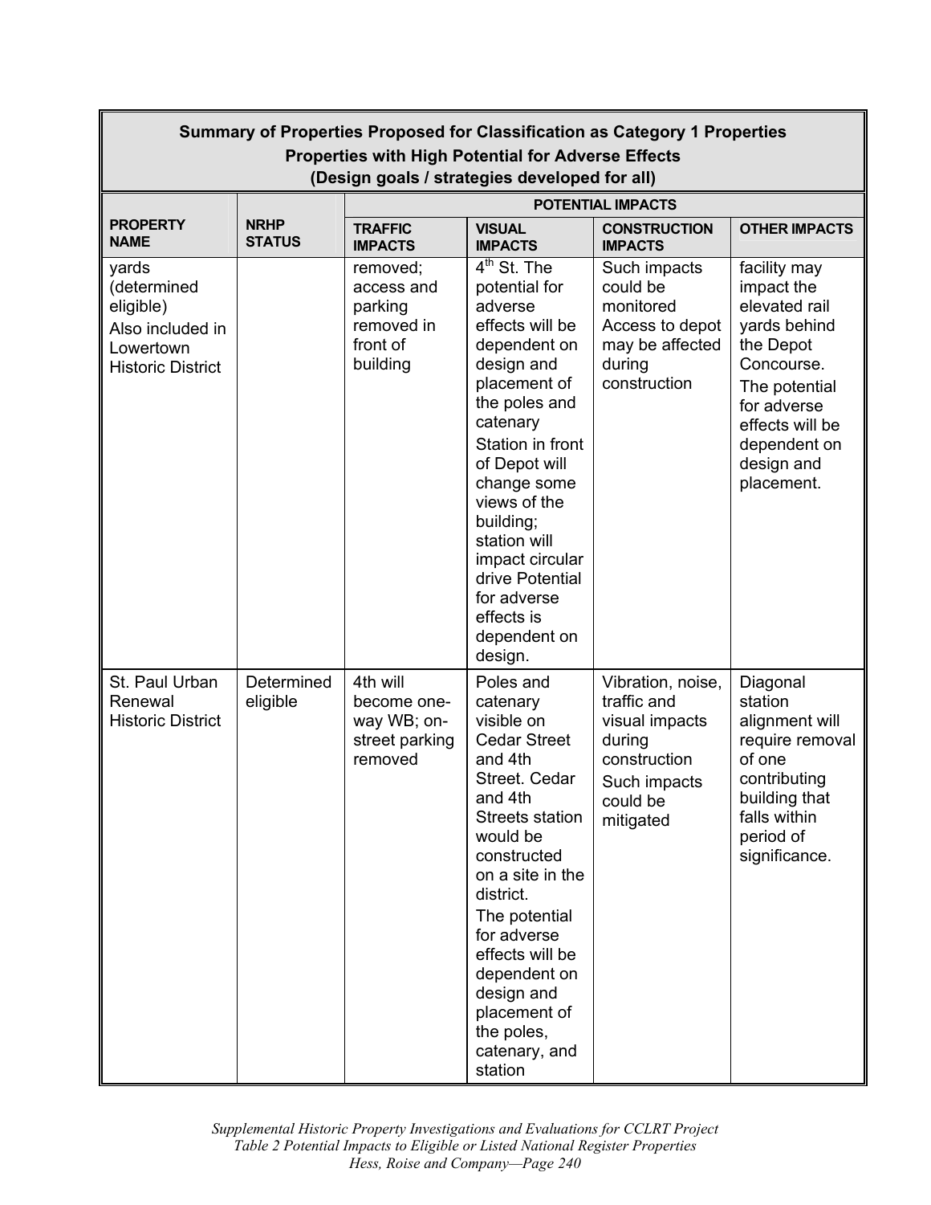| Summary of Properties Proposed for Classification as Category 1 Properties<br>Properties with High Potential for Adverse Effects<br>(Design goals / strategies developed for all) | | | | | |
|---|---|---|---|---|---|
| | | POTENTIAL IMPACTS | | | |
| **PROPERTY NAME** | **NRHP STATUS** | **TRAFFIC IMPACTS** | **VISUAL IMPACTS** | **CONSTRUCTION IMPACTS** | **OTHER IMPACTS** |
| yards (determined eligible)<br>Also included in Lowertown Historic District | | removed; access and parking removed in front of building | 4th St. The potential for adverse effects will be dependent on design and placement of the poles and catenary<br>Station in front of Depot will change some views of the building; station will impact circular drive Potential for adverse effects is dependent on design. | Such impacts could be monitored Access to depot may be affected during construction | facility may impact the elevated rail yards behind the Depot Concourse.<br>The potential for adverse effects will be dependent on design and placement. |
| St. Paul Urban Renewal Historic District | Determined eligible | 4th will become one-way WB; on-street parking removed | Poles and catenary visible on Cedar Street and 4th Street. Cedar and 4th Streets station would be constructed on a site in the district.<br>The potential for adverse effects will be dependent on design and placement of the poles, catenary, and station | Vibration, noise, traffic and visual impacts during construction<br>Such impacts could be mitigated | Diagonal station alignment will require removal of one contributing building that falls within period of significance. |

*Supplemental Historic Property Investigations and Evaluations for CCLRT Project*
*Table 2 Potential Impacts to Eligible or Listed National Register Properties*
*Hess, Roise and Company—Page 240*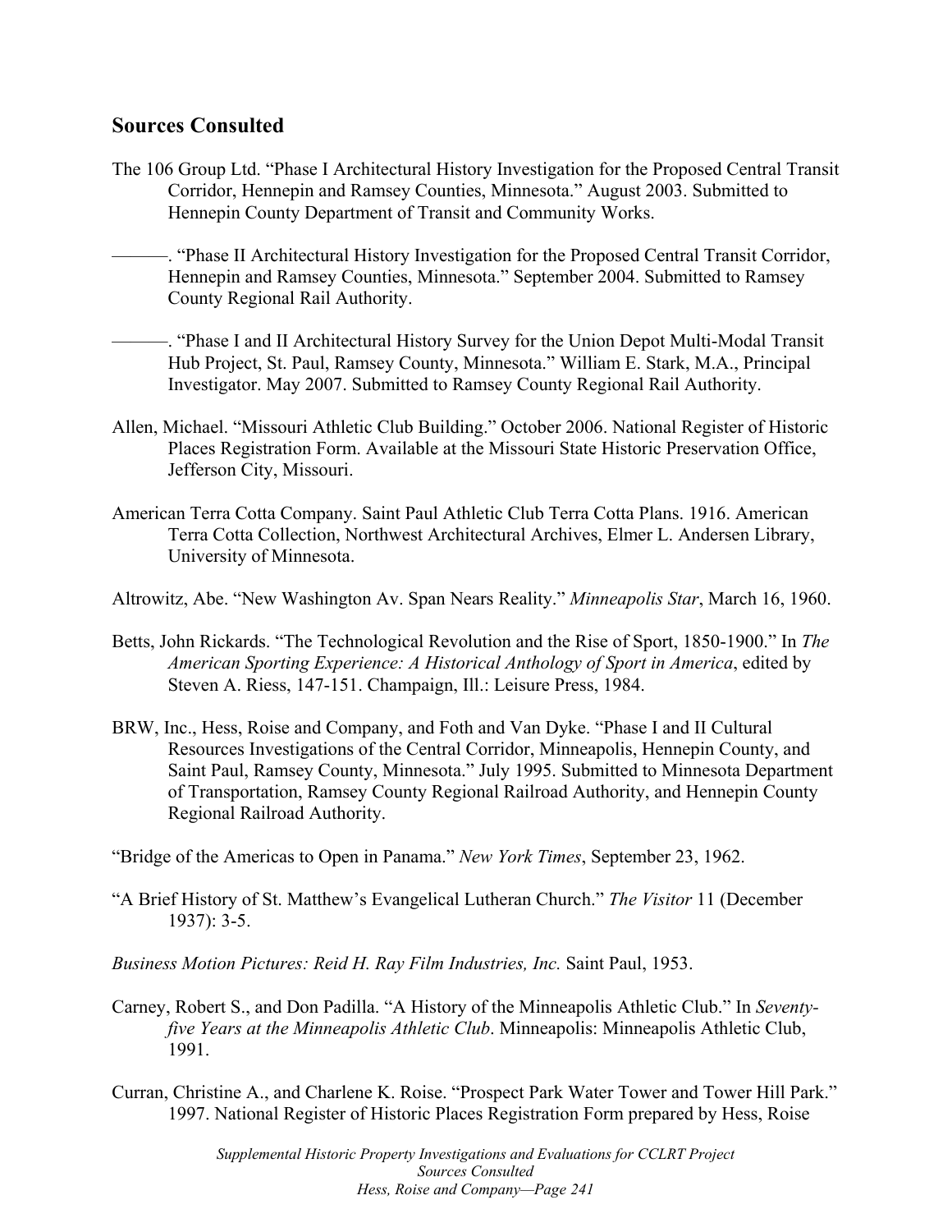## Sources Consulted

The 106 Group Ltd. "Phase I Architectural History Investigation for the Proposed Central Transit Corridor, Hennepin and Ramsey Counties, Minnesota." August 2003. Submitted to Hennepin County Department of Transit and Community Works.

———. "Phase II Architectural History Investigation for the Proposed Central Transit Corridor, Hennepin and Ramsey Counties, Minnesota." September 2004. Submitted to Ramsey County Regional Rail Authority.

———. "Phase I and II Architectural History Survey for the Union Depot Multi-Modal Transit Hub Project, St. Paul, Ramsey County, Minnesota." William E. Stark, M.A., Principal Investigator. May 2007. Submitted to Ramsey County Regional Rail Authority.

Allen, Michael. "Missouri Athletic Club Building." October 2006. National Register of Historic Places Registration Form. Available at the Missouri State Historic Preservation Office, Jefferson City, Missouri.

American Terra Cotta Company. Saint Paul Athletic Club Terra Cotta Plans. 1916. American Terra Cotta Collection, Northwest Architectural Archives, Elmer L. Andersen Library, University of Minnesota.

Altrowitz, Abe. "New Washington Av. Span Nears Reality." *Minneapolis Star*, March 16, 1960.

Betts, John Rickards. "The Technological Revolution and the Rise of Sport, 1850-1900." In *The American Sporting Experience: A Historical Anthology of Sport in America*, edited by Steven A. Riess, 147-151. Champaign, Ill.: Leisure Press, 1984.

BRW, Inc., Hess, Roise and Company, and Foth and Van Dyke. "Phase I and II Cultural Resources Investigations of the Central Corridor, Minneapolis, Hennepin County, and Saint Paul, Ramsey County, Minnesota." July 1995. Submitted to Minnesota Department of Transportation, Ramsey County Regional Railroad Authority, and Hennepin County Regional Railroad Authority.

"Bridge of the Americas to Open in Panama." *New York Times*, September 23, 1962.

"A Brief History of St. Matthew's Evangelical Lutheran Church." *The Visitor* 11 (December 1937): 3-5.

*Business Motion Pictures: Reid H. Ray Film Industries, Inc.* Saint Paul, 1953.

Carney, Robert S., and Don Padilla. "A History of the Minneapolis Athletic Club." In *Seventy-five Years at the Minneapolis Athletic Club*. Minneapolis: Minneapolis Athletic Club, 1991.

Curran, Christine A., and Charlene K. Roise. "Prospect Park Water Tower and Tower Hill Park." 1997. National Register of Historic Places Registration Form prepared by Hess, Roise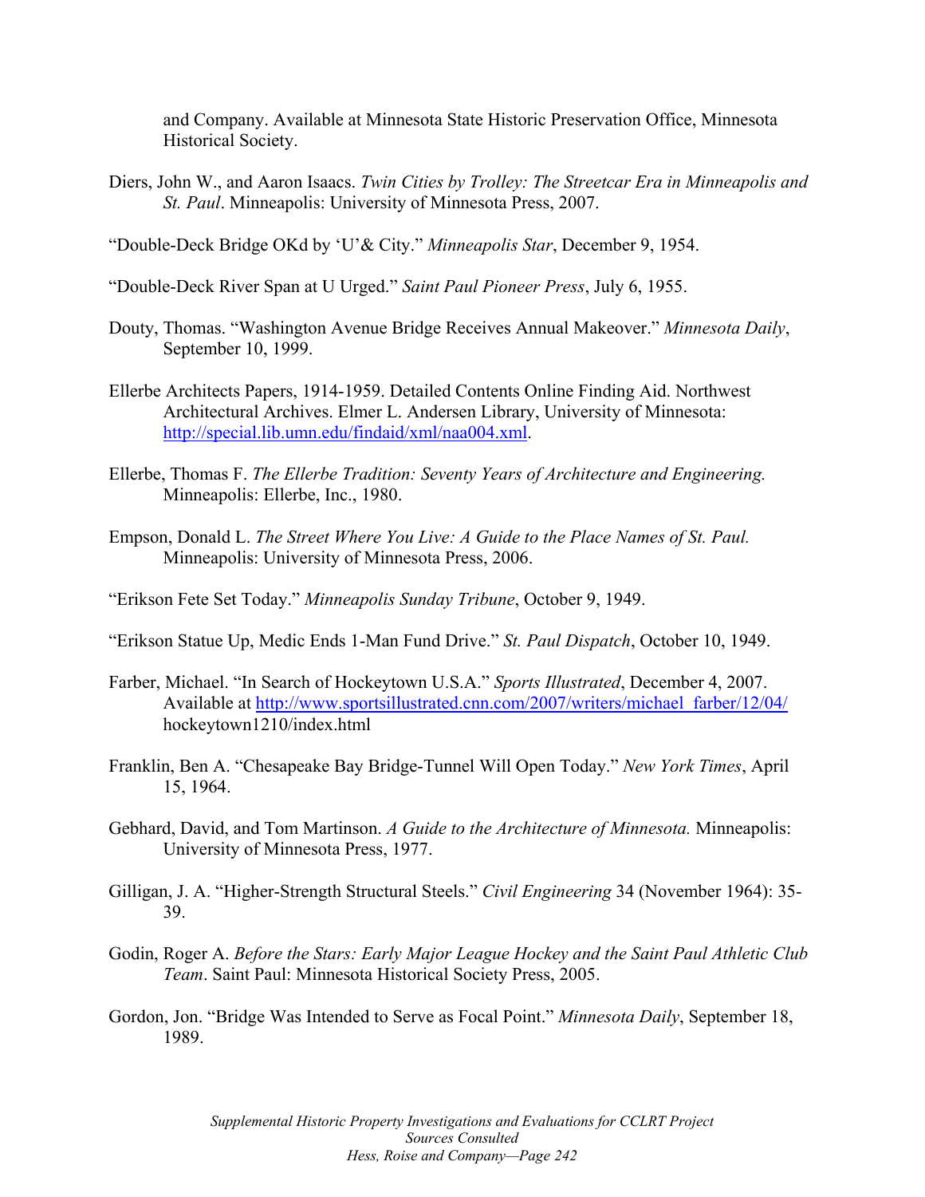and Company. Available at Minnesota State Historic Preservation Office, Minnesota Historical Society.

Diers, John W., and Aaron Isaacs. *Twin Cities by Trolley: The Streetcar Era in Minneapolis and St. Paul*. Minneapolis: University of Minnesota Press, 2007.

"Double-Deck Bridge OKd by 'U'& City." *Minneapolis Star*, December 9, 1954.

"Double-Deck River Span at U Urged." *Saint Paul Pioneer Press*, July 6, 1955.

Douty, Thomas. "Washington Avenue Bridge Receives Annual Makeover." *Minnesota Daily*, September 10, 1999.

Ellerbe Architects Papers, 1914-1959. Detailed Contents Online Finding Aid. Northwest Architectural Archives. Elmer L. Andersen Library, University of Minnesota: http://special.lib.umn.edu/findaid/xml/naa004.xml.

Ellerbe, Thomas F. *The Ellerbe Tradition: Seventy Years of Architecture and Engineering.* Minneapolis: Ellerbe, Inc., 1980.

Empson, Donald L. *The Street Where You Live: A Guide to the Place Names of St. Paul.* Minneapolis: University of Minnesota Press, 2006.

"Erikson Fete Set Today." *Minneapolis Sunday Tribune*, October 9, 1949.

"Erikson Statue Up, Medic Ends 1-Man Fund Drive." *St. Paul Dispatch*, October 10, 1949.

Farber, Michael. "In Search of Hockeytown U.S.A." *Sports Illustrated*, December 4, 2007. Available at http://www.sportsillustrated.cnn.com/2007/writers/michael_farber/12/04/hockeytown1210/index.html

Franklin, Ben A. "Chesapeake Bay Bridge-Tunnel Will Open Today." *New York Times*, April 15, 1964.

Gebhard, David, and Tom Martinson. *A Guide to the Architecture of Minnesota.* Minneapolis: University of Minnesota Press, 1977.

Gilligan, J. A. "Higher-Strength Structural Steels." *Civil Engineering* 34 (November 1964): 35-39.

Godin, Roger A. *Before the Stars: Early Major League Hockey and the Saint Paul Athletic Club Team*. Saint Paul: Minnesota Historical Society Press, 2005.

Gordon, Jon. "Bridge Was Intended to Serve as Focal Point." *Minnesota Daily*, September 18, 1989.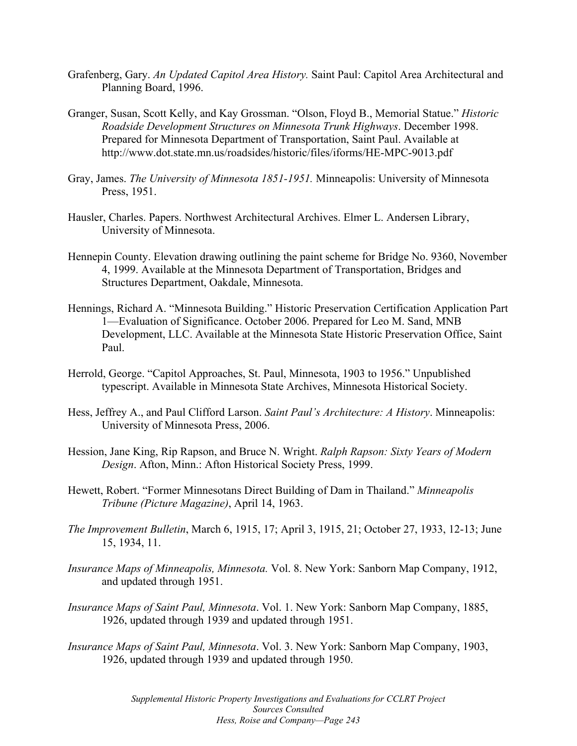Grafenberg, Gary. *An Updated Capitol Area History.* Saint Paul: Capitol Area Architectural and Planning Board, 1996.

Granger, Susan, Scott Kelly, and Kay Grossman. "Olson, Floyd B., Memorial Statue." *Historic Roadside Development Structures on Minnesota Trunk Highways*. December 1998. Prepared for Minnesota Department of Transportation, Saint Paul. Available at http://www.dot.state.mn.us/roadsides/historic/files/iforms/HE-MPC-9013.pdf

Gray, James. *The University of Minnesota 1851-1951.* Minneapolis: University of Minnesota Press, 1951.

Hausler, Charles. Papers. Northwest Architectural Archives. Elmer L. Andersen Library, University of Minnesota.

Hennepin County. Elevation drawing outlining the paint scheme for Bridge No. 9360, November 4, 1999. Available at the Minnesota Department of Transportation, Bridges and Structures Department, Oakdale, Minnesota.

Hennings, Richard A. "Minnesota Building." Historic Preservation Certification Application Part 1—Evaluation of Significance. October 2006. Prepared for Leo M. Sand, MNB Development, LLC. Available at the Minnesota State Historic Preservation Office, Saint Paul.

Herrold, George. "Capitol Approaches, St. Paul, Minnesota, 1903 to 1956." Unpublished typescript. Available in Minnesota State Archives, Minnesota Historical Society.

Hess, Jeffrey A., and Paul Clifford Larson. *Saint Paul's Architecture: A History*. Minneapolis: University of Minnesota Press, 2006.

Hession, Jane King, Rip Rapson, and Bruce N. Wright. *Ralph Rapson: Sixty Years of Modern Design*. Afton, Minn.: Afton Historical Society Press, 1999.

Hewett, Robert. "Former Minnesotans Direct Building of Dam in Thailand." *Minneapolis Tribune (Picture Magazine)*, April 14, 1963.

*The Improvement Bulletin*, March 6, 1915, 17; April 3, 1915, 21; October 27, 1933, 12-13; June 15, 1934, 11.

*Insurance Maps of Minneapolis, Minnesota.* Vol. 8. New York: Sanborn Map Company, 1912, and updated through 1951.

*Insurance Maps of Saint Paul, Minnesota*. Vol. 1. New York: Sanborn Map Company, 1885, 1926, updated through 1939 and updated through 1951.

*Insurance Maps of Saint Paul, Minnesota*. Vol. 3. New York: Sanborn Map Company, 1903, 1926, updated through 1939 and updated through 1950.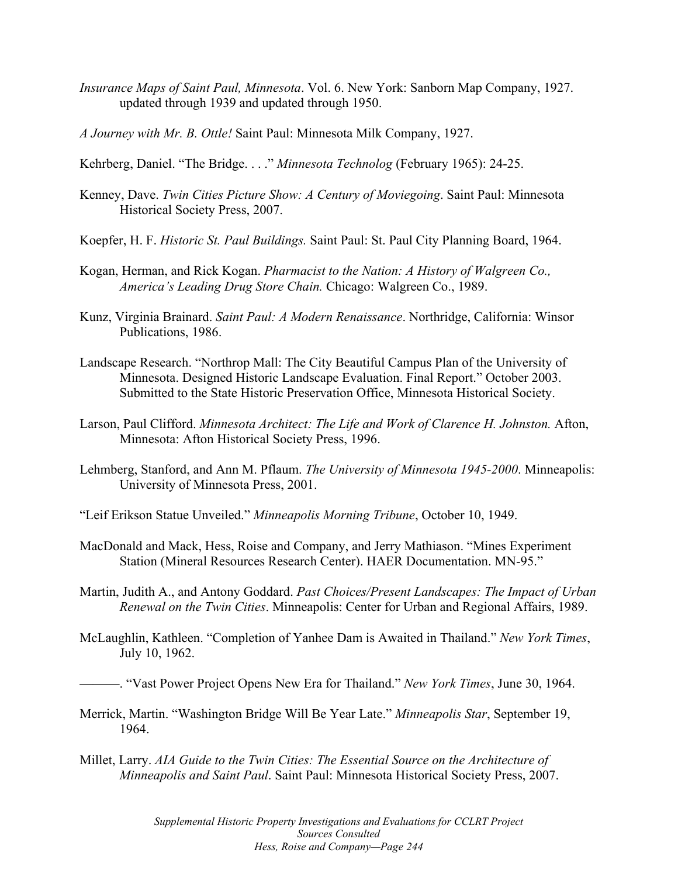*Insurance Maps of Saint Paul, Minnesota*. Vol. 6. New York: Sanborn Map Company, 1927. updated through 1939 and updated through 1950.

*A Journey with Mr. B. Ottle!* Saint Paul: Minnesota Milk Company, 1927.

Kehrberg, Daniel. "The Bridge. . . ." *Minnesota Technolog* (February 1965): 24-25.

Kenney, Dave. *Twin Cities Picture Show: A Century of Moviegoing*. Saint Paul: Minnesota Historical Society Press, 2007.

Koepfer, H. F. *Historic St. Paul Buildings.* Saint Paul: St. Paul City Planning Board, 1964.

Kogan, Herman, and Rick Kogan. *Pharmacist to the Nation: A History of Walgreen Co., America's Leading Drug Store Chain.* Chicago: Walgreen Co., 1989.

Kunz, Virginia Brainard. *Saint Paul: A Modern Renaissance*. Northridge, California: Winsor Publications, 1986.

Landscape Research. "Northrop Mall: The City Beautiful Campus Plan of the University of Minnesota. Designed Historic Landscape Evaluation. Final Report." October 2003. Submitted to the State Historic Preservation Office, Minnesota Historical Society.

Larson, Paul Clifford. *Minnesota Architect: The Life and Work of Clarence H. Johnston.* Afton, Minnesota: Afton Historical Society Press, 1996.

Lehmberg, Stanford, and Ann M. Pflaum. *The University of Minnesota 1945-2000*. Minneapolis: University of Minnesota Press, 2001.

"Leif Erikson Statue Unveiled." *Minneapolis Morning Tribune*, October 10, 1949.

MacDonald and Mack, Hess, Roise and Company, and Jerry Mathiason. "Mines Experiment Station (Mineral Resources Research Center). HAER Documentation. MN-95."

Martin, Judith A., and Antony Goddard. *Past Choices/Present Landscapes: The Impact of Urban Renewal on the Twin Cities*. Minneapolis: Center for Urban and Regional Affairs, 1989.

McLaughlin, Kathleen. "Completion of Yanhee Dam is Awaited in Thailand." *New York Times*, July 10, 1962.

———. "Vast Power Project Opens New Era for Thailand." *New York Times*, June 30, 1964.

Merrick, Martin. "Washington Bridge Will Be Year Late." *Minneapolis Star*, September 19, 1964.

Millet, Larry. *AIA Guide to the Twin Cities: The Essential Source on the Architecture of Minneapolis and Saint Paul*. Saint Paul: Minnesota Historical Society Press, 2007.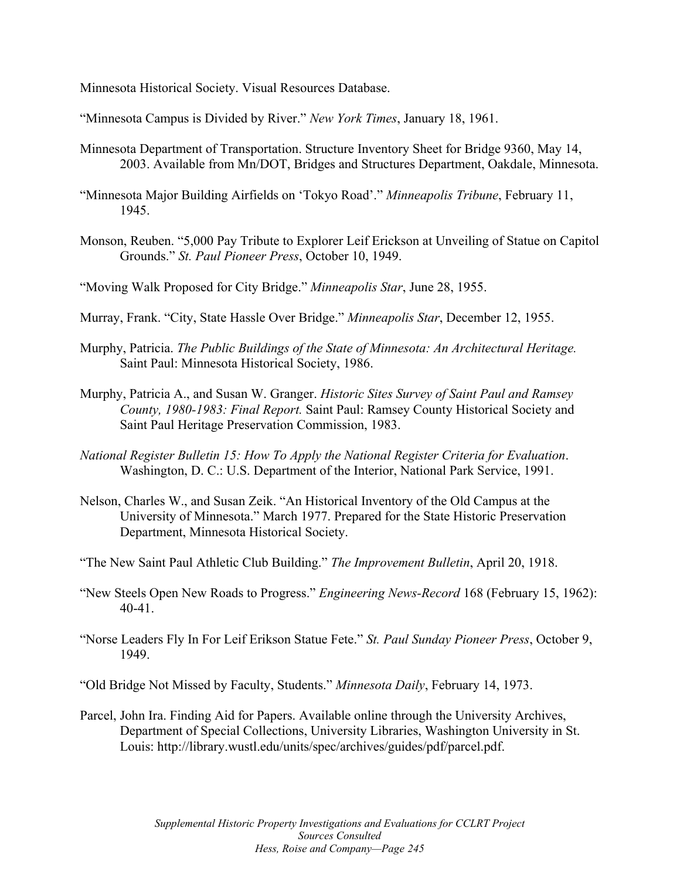Minnesota Historical Society. Visual Resources Database.

"Minnesota Campus is Divided by River." *New York Times*, January 18, 1961.

Minnesota Department of Transportation. Structure Inventory Sheet for Bridge 9360, May 14, 2003. Available from Mn/DOT, Bridges and Structures Department, Oakdale, Minnesota.

"Minnesota Major Building Airfields on 'Tokyo Road'." *Minneapolis Tribune*, February 11, 1945.

Monson, Reuben. "5,000 Pay Tribute to Explorer Leif Erickson at Unveiling of Statue on Capitol Grounds." *St. Paul Pioneer Press*, October 10, 1949.

"Moving Walk Proposed for City Bridge." *Minneapolis Star*, June 28, 1955.

Murray, Frank. "City, State Hassle Over Bridge." *Minneapolis Star*, December 12, 1955.

Murphy, Patricia. *The Public Buildings of the State of Minnesota: An Architectural Heritage.* Saint Paul: Minnesota Historical Society, 1986.

Murphy, Patricia A., and Susan W. Granger. *Historic Sites Survey of Saint Paul and Ramsey County, 1980-1983: Final Report.* Saint Paul: Ramsey County Historical Society and Saint Paul Heritage Preservation Commission, 1983.

*National Register Bulletin 15: How To Apply the National Register Criteria for Evaluation*. Washington, D. C.: U.S. Department of the Interior, National Park Service, 1991.

Nelson, Charles W., and Susan Zeik. "An Historical Inventory of the Old Campus at the University of Minnesota." March 1977. Prepared for the State Historic Preservation Department, Minnesota Historical Society.

"The New Saint Paul Athletic Club Building." *The Improvement Bulletin*, April 20, 1918.

"New Steels Open New Roads to Progress." *Engineering News-Record* 168 (February 15, 1962): 40-41.

"Norse Leaders Fly In For Leif Erikson Statue Fete." *St. Paul Sunday Pioneer Press*, October 9, 1949.

"Old Bridge Not Missed by Faculty, Students." *Minnesota Daily*, February 14, 1973.

Parcel, John Ira. Finding Aid for Papers. Available online through the University Archives, Department of Special Collections, University Libraries, Washington University in St. Louis: http://library.wustl.edu/units/spec/archives/guides/pdf/parcel.pdf.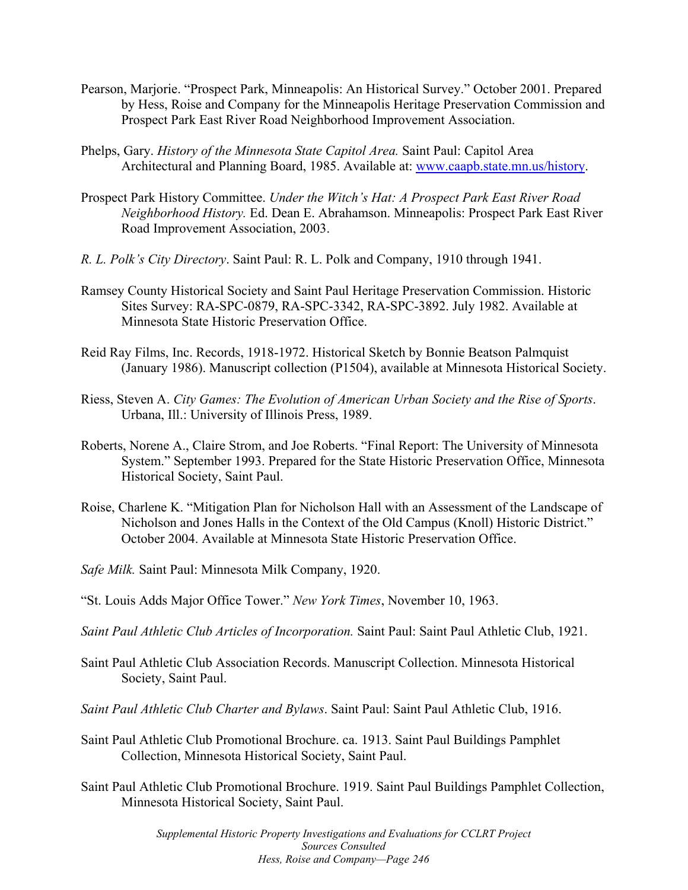Pearson, Marjorie. “Prospect Park, Minneapolis: An Historical Survey.” October 2001. Prepared by Hess, Roise and Company for the Minneapolis Heritage Preservation Commission and Prospect Park East River Road Neighborhood Improvement Association.

Phelps, Gary. *History of the Minnesota State Capitol Area.* Saint Paul: Capitol Area Architectural and Planning Board, 1985. Available at: [www.caapb.state.mn.us/history](www.caapb.state.mn.us/history).

Prospect Park History Committee. *Under the Witch’s Hat: A Prospect Park East River Road Neighborhood History.* Ed. Dean E. Abrahamson. Minneapolis: Prospect Park East River Road Improvement Association, 2003.

*R. L. Polk’s City Directory*. Saint Paul: R. L. Polk and Company, 1910 through 1941.

Ramsey County Historical Society and Saint Paul Heritage Preservation Commission. Historic Sites Survey: RA-SPC-0879, RA-SPC-3342, RA-SPC-3892. July 1982. Available at Minnesota State Historic Preservation Office.

Reid Ray Films, Inc. Records, 1918-1972. Historical Sketch by Bonnie Beatson Palmquist (January 1986). Manuscript collection (P1504), available at Minnesota Historical Society.

Riess, Steven A. *City Games: The Evolution of American Urban Society and the Rise of Sports*. Urbana, Ill.: University of Illinois Press, 1989.

Roberts, Norene A., Claire Strom, and Joe Roberts. “Final Report: The University of Minnesota System.” September 1993. Prepared for the State Historic Preservation Office, Minnesota Historical Society, Saint Paul.

Roise, Charlene K. “Mitigation Plan for Nicholson Hall with an Assessment of the Landscape of Nicholson and Jones Halls in the Context of the Old Campus (Knoll) Historic District.” October 2004. Available at Minnesota State Historic Preservation Office.

*Safe Milk.* Saint Paul: Minnesota Milk Company, 1920.

“St. Louis Adds Major Office Tower.” *New York Times*, November 10, 1963.

*Saint Paul Athletic Club Articles of Incorporation.* Saint Paul: Saint Paul Athletic Club, 1921.

Saint Paul Athletic Club Association Records. Manuscript Collection. Minnesota Historical Society, Saint Paul.

*Saint Paul Athletic Club Charter and Bylaws*. Saint Paul: Saint Paul Athletic Club, 1916.

Saint Paul Athletic Club Promotional Brochure. ca. 1913. Saint Paul Buildings Pamphlet Collection, Minnesota Historical Society, Saint Paul.

Saint Paul Athletic Club Promotional Brochure. 1919. Saint Paul Buildings Pamphlet Collection, Minnesota Historical Society, Saint Paul.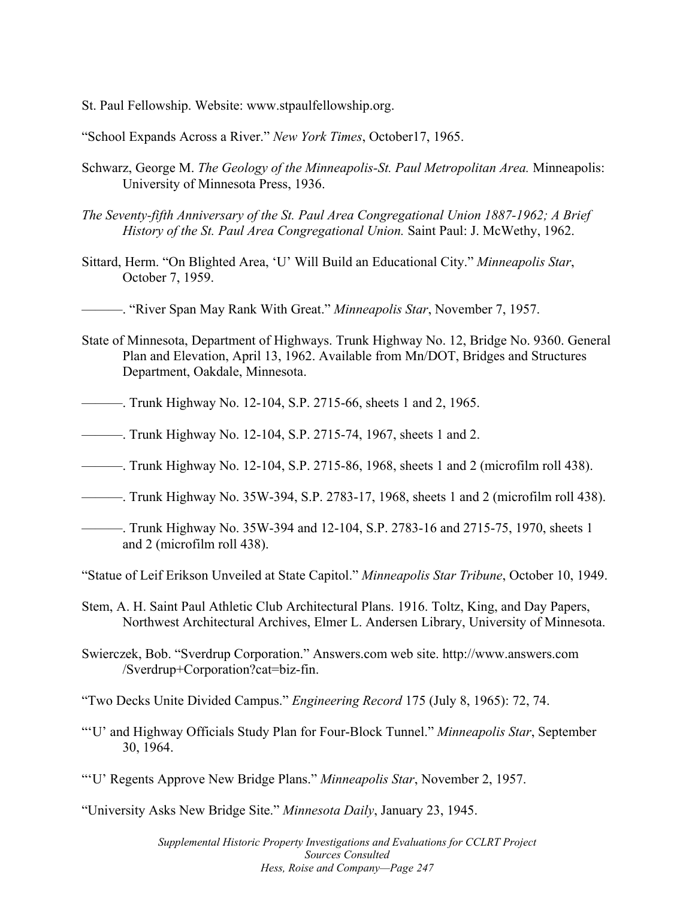St. Paul Fellowship. Website: www.stpaulfellowship.org.

"School Expands Across a River." *New York Times*, October17, 1965.

Schwarz, George M. *The Geology of the Minneapolis-St. Paul Metropolitan Area.* Minneapolis: University of Minnesota Press, 1936.

*The Seventy-fifth Anniversary of the St. Paul Area Congregational Union 1887-1962; A Brief History of the St. Paul Area Congregational Union.* Saint Paul: J. McWethy, 1962.

Sittard, Herm. "On Blighted Area, 'U' Will Build an Educational City." *Minneapolis Star*, October 7, 1959.

———. "River Span May Rank With Great." *Minneapolis Star*, November 7, 1957.

State of Minnesota, Department of Highways. Trunk Highway No. 12, Bridge No. 9360. General Plan and Elevation, April 13, 1962. Available from Mn/DOT, Bridges and Structures Department, Oakdale, Minnesota.

———. Trunk Highway No. 12-104, S.P. 2715-66, sheets 1 and 2, 1965.

———. Trunk Highway No. 12-104, S.P. 2715-74, 1967, sheets 1 and 2.

———. Trunk Highway No. 12-104, S.P. 2715-86, 1968, sheets 1 and 2 (microfilm roll 438).

———. Trunk Highway No. 35W-394, S.P. 2783-17, 1968, sheets 1 and 2 (microfilm roll 438).

———. Trunk Highway No. 35W-394 and 12-104, S.P. 2783-16 and 2715-75, 1970, sheets 1 and 2 (microfilm roll 438).

"Statue of Leif Erikson Unveiled at State Capitol." *Minneapolis Star Tribune*, October 10, 1949.

Stem, A. H. Saint Paul Athletic Club Architectural Plans. 1916. Toltz, King, and Day Papers, Northwest Architectural Archives, Elmer L. Andersen Library, University of Minnesota.

Swierczek, Bob. "Sverdrup Corporation." Answers.com web site. http://www.answers.com /Sverdrup+Corporation?cat=biz-fin.

"Two Decks Unite Divided Campus." *Engineering Record* 175 (July 8, 1965): 72, 74.

"'U' and Highway Officials Study Plan for Four-Block Tunnel." *Minneapolis Star*, September 30, 1964.

"'U' Regents Approve New Bridge Plans." *Minneapolis Star*, November 2, 1957.

"University Asks New Bridge Site." *Minnesota Daily*, January 23, 1945.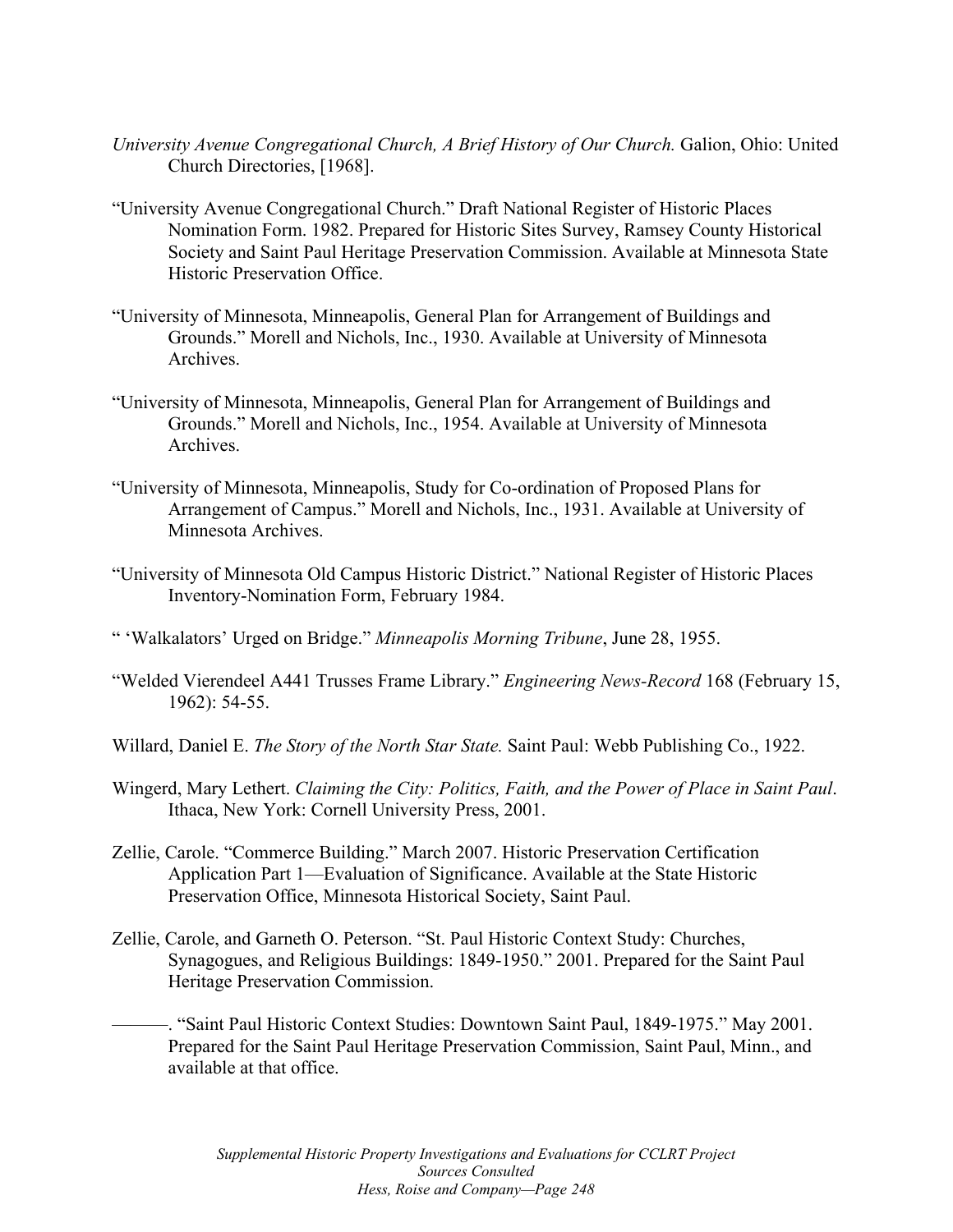*University Avenue Congregational Church, A Brief History of Our Church.* Galion, Ohio: United Church Directories, [1968].

"University Avenue Congregational Church." Draft National Register of Historic Places Nomination Form. 1982. Prepared for Historic Sites Survey, Ramsey County Historical Society and Saint Paul Heritage Preservation Commission. Available at Minnesota State Historic Preservation Office.

"University of Minnesota, Minneapolis, General Plan for Arrangement of Buildings and Grounds." Morell and Nichols, Inc., 1930. Available at University of Minnesota Archives.

"University of Minnesota, Minneapolis, General Plan for Arrangement of Buildings and Grounds." Morell and Nichols, Inc., 1954. Available at University of Minnesota Archives.

"University of Minnesota, Minneapolis, Study for Co-ordination of Proposed Plans for Arrangement of Campus." Morell and Nichols, Inc., 1931. Available at University of Minnesota Archives.

"University of Minnesota Old Campus Historic District." National Register of Historic Places Inventory-Nomination Form, February 1984.

" 'Walkalators' Urged on Bridge." *Minneapolis Morning Tribune*, June 28, 1955.

"Welded Vierendeel A441 Trusses Frame Library." *Engineering News-Record* 168 (February 15, 1962): 54-55.

Willard, Daniel E. *The Story of the North Star State.* Saint Paul: Webb Publishing Co., 1922.

Wingerd, Mary Lethert. *Claiming the City: Politics, Faith, and the Power of Place in Saint Paul*. Ithaca, New York: Cornell University Press, 2001.

Zellie, Carole. "Commerce Building." March 2007. Historic Preservation Certification Application Part 1—Evaluation of Significance. Available at the State Historic Preservation Office, Minnesota Historical Society, Saint Paul.

Zellie, Carole, and Garneth O. Peterson. "St. Paul Historic Context Study: Churches, Synagogues, and Religious Buildings: 1849-1950." 2001. Prepared for the Saint Paul Heritage Preservation Commission.

———. "Saint Paul Historic Context Studies: Downtown Saint Paul, 1849-1975." May 2001. Prepared for the Saint Paul Heritage Preservation Commission, Saint Paul, Minn., and available at that office.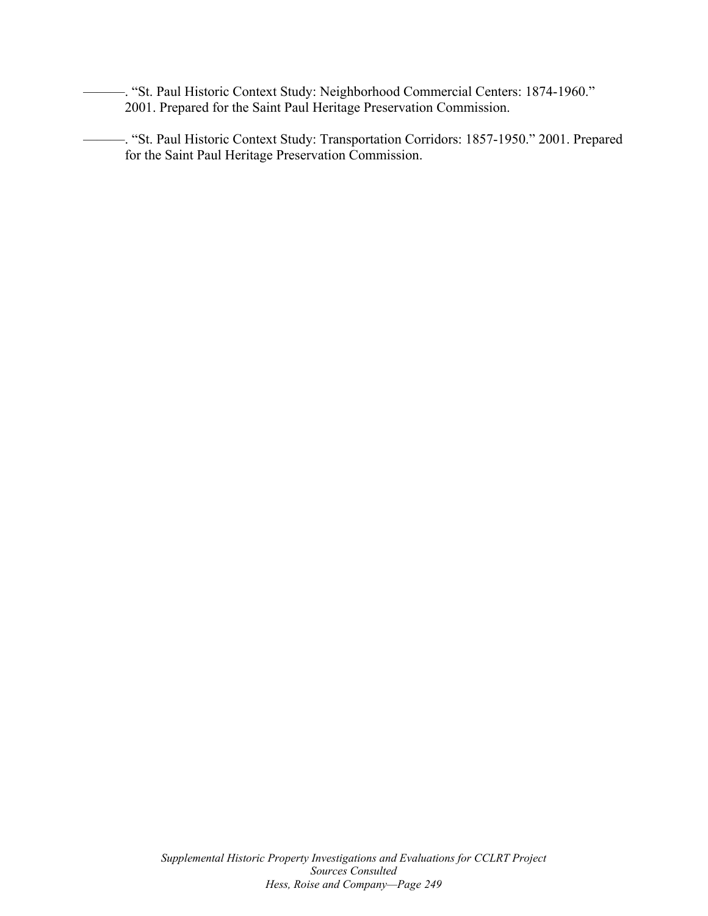———. "St. Paul Historic Context Study: Neighborhood Commercial Centers: 1874-1960." 2001. Prepared for the Saint Paul Heritage Preservation Commission.

———. "St. Paul Historic Context Study: Transportation Corridors: 1857-1950." 2001. Prepared for the Saint Paul Heritage Preservation Commission.